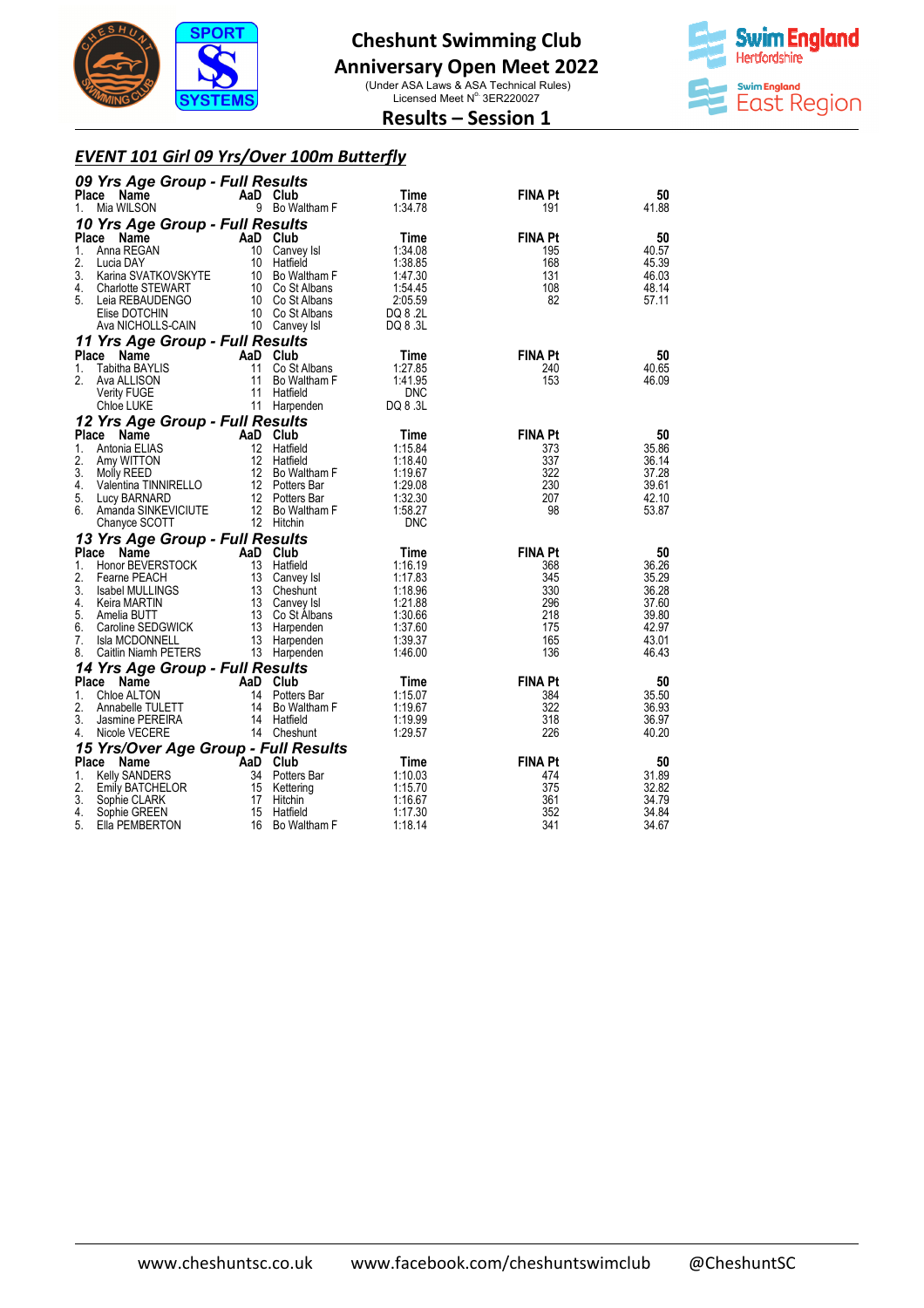# Cheshunt Swimming Club
## Anniversary Open Meet 2022

(Under ASA Laws & ASA Technical Rules)
Licensed Meet N° 3ER220027

## Results – Session 1

### EVENT 101 Girl 09 Yrs/Over 100m Butterfly

#### 09 Yrs Age Group - Full Results

| Place | Name | AaD | Club | Time | FINA Pt | 50 |
|---|---|---|---|---|---|---|
| 1. | Mia WILSON | 9 | Bo Waltham F | 1:34.78 | 191 | 41.88 |

#### 10 Yrs Age Group - Full Results

| Place | Name | AaD | Club | Time | FINA Pt | 50 |
|---|---|---|---|---|---|---|
| 1. | Anna REGAN | 10 | Canvey Isl | 1:34.08 | 195 | 40.57 |
| 2. | Lucia DAY | 10 | Hatfield | 1:38.85 | 168 | 45.39 |
| 3. | Karina SVATKOVSKYTE | 10 | Bo Waltham F | 1:47.30 | 131 | 46.03 |
| 4. | Charlotte STEWART | 10 | Co St Albans | 1:54.45 | 108 | 48.14 |
| 5. | Leia REBAUDENGO | 10 | Co St Albans | 2:05.59 | 82 | 57.11 |
| | Elise DOTCHIN | 10 | Co St Albans | DQ 8 .2L | | |
| | Ava NICHOLLS-CAIN | 10 | Canvey Isl | DQ 8 .3L | | |

#### 11 Yrs Age Group - Full Results

| Place | Name | AaD | Club | Time | FINA Pt | 50 |
|---|---|---|---|---|---|---|
| 1. | Tabitha BAYLIS | 11 | Co St Albans | 1:27.85 | 240 | 40.65 |
| 2. | Ava ALLISON | 11 | Bo Waltham F | 1:41.95 | 153 | 46.09 |
| | Verity FUGE | 11 | Hatfield | DNC | | |
| | Chloe LUKE | 11 | Harpenden | DQ 8 .3L | | |

#### 12 Yrs Age Group - Full Results

| Place | Name | AaD | Club | Time | FINA Pt | 50 |
|---|---|---|---|---|---|---|
| 1. | Antonia ELIAS | 12 | Hatfield | 1:15.84 | 373 | 35.86 |
| 2. | Amy WITTON | 12 | Hatfield | 1:18.40 | 337 | 36.14 |
| 3. | Molly REED | 12 | Bo Waltham F | 1:19.67 | 322 | 37.28 |
| 4. | Valentina TINNIRELLO | 12 | Potters Bar | 1:29.08 | 230 | 39.61 |
| 5. | Lucy BARNARD | 12 | Potters Bar | 1:32.30 | 207 | 42.10 |
| 6. | Amanda SINKEVICIUTE | 12 | Bo Waltham F | 1:58.27 | 98 | 53.87 |
| | Chanyce SCOTT | 12 | Hitchin | DNC | | |

#### 13 Yrs Age Group - Full Results

| Place | Name | AaD | Club | Time | FINA Pt | 50 |
|---|---|---|---|---|---|---|
| 1. | Honor BEVERSTOCK | 13 | Hatfield | 1:16.19 | 368 | 36.26 |
| 2. | Fearne PEACH | 13 | Canvey Isl | 1:17.83 | 345 | 35.29 |
| 3. | Isabel MULLINGS | 13 | Cheshunt | 1:18.96 | 330 | 36.28 |
| 4. | Keira MARTIN | 13 | Canvey Isl | 1:21.88 | 296 | 37.60 |
| 5. | Amelia BUTT | 13 | Co St Albans | 1:30.66 | 218 | 39.80 |
| 6. | Caroline SEDGWICK | 13 | Harpenden | 1:37.60 | 175 | 42.97 |
| 7. | Isla MCDONNELL | 13 | Harpenden | 1:39.37 | 165 | 43.01 |
| 8. | Caitlin Niamh PETERS | 13 | Harpenden | 1:46.00 | 136 | 46.43 |

#### 14 Yrs Age Group - Full Results

| Place | Name | AaD | Club | Time | FINA Pt | 50 |
|---|---|---|---|---|---|---|
| 1. | Chloe ALTON | 14 | Potters Bar | 1:15.07 | 384 | 35.50 |
| 2. | Annabelle TULETT | 14 | Bo Waltham F | 1:19.67 | 322 | 36.93 |
| 3. | Jasmine PEREIRA | 14 | Hatfield | 1:19.99 | 318 | 36.97 |
| 4. | Nicole VECERE | 14 | Cheshunt | 1:29.57 | 226 | 40.20 |

#### 15 Yrs/Over Age Group - Full Results

| Place | Name | AaD | Club | Time | FINA Pt | 50 |
|---|---|---|---|---|---|---|
| 1. | Kelly SANDERS | 34 | Potters Bar | 1:10.03 | 474 | 31.89 |
| 2. | Emily BATCHELOR | 15 | Kettering | 1:15.70 | 375 | 32.82 |
| 3. | Sophie CLARK | 17 | Hitchin | 1:16.67 | 361 | 34.79 |
| 4. | Sophie GREEN | 15 | Hatfield | 1:17.30 | 352 | 34.84 |
| 5. | Ella PEMBERTON | 16 | Bo Waltham F | 1:18.14 | 341 | 34.67 |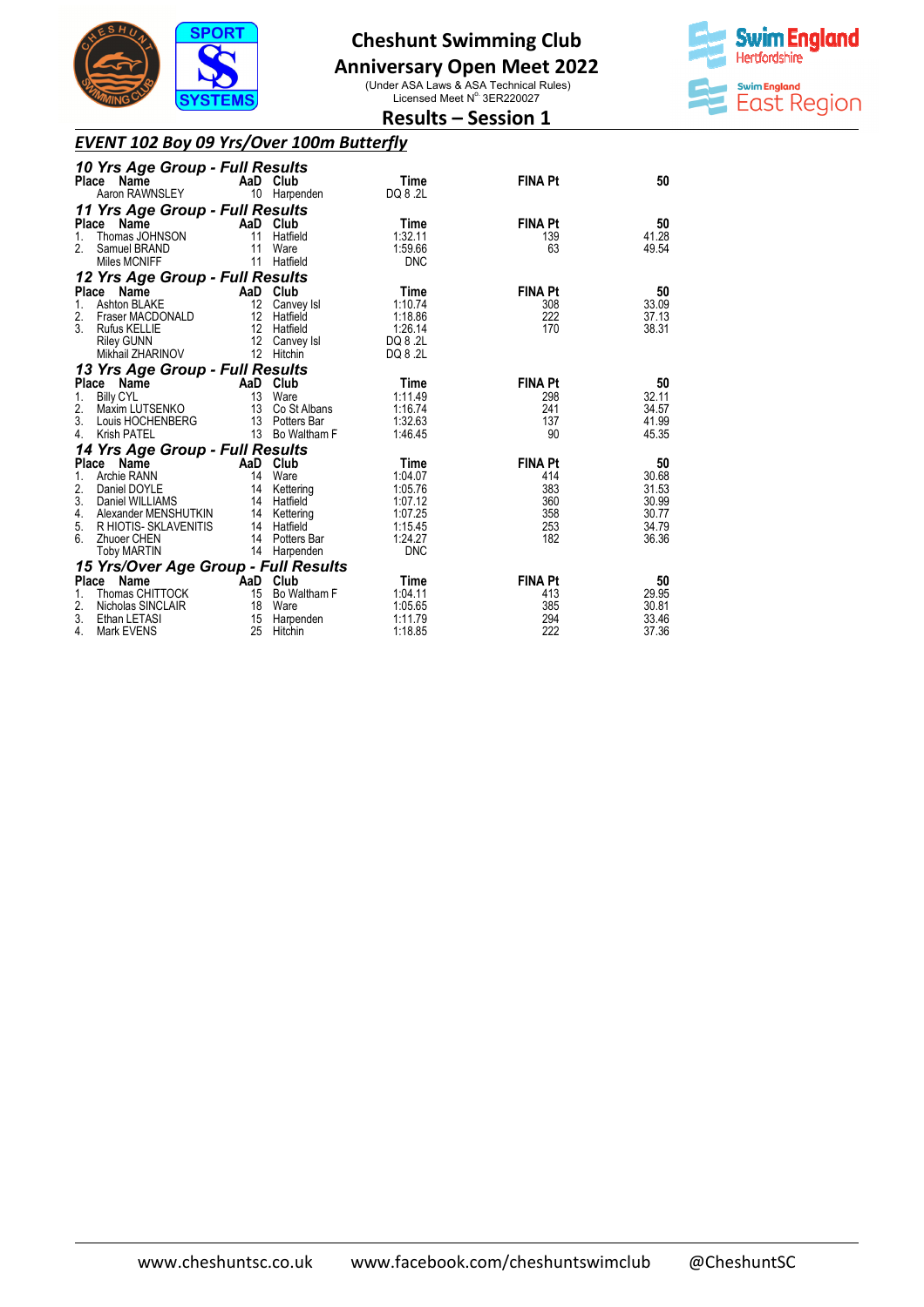# Cheshunt Swimming Club

## Anniversary Open Meet 2022

(Under ASA Laws & ASA Technical Rules)
Licensed Meet N° 3ER220027

## Results – Session 1

### *EVENT 102 Boy 09 Yrs/Over 100m Butterfly*

#### *10 Yrs Age Group - Full Results*

| Place | Name | AaD | Club | Time | FINA Pt | 50 |
|---|---|---|---|---|---|---|
| | Aaron RAWNSLEY | 10 | Harpenden | DQ 8 .2L | | |

#### *11 Yrs Age Group - Full Results*

| Place | Name | AaD | Club | Time | FINA Pt | 50 |
|---|---|---|---|---|---|---|
| 1. | Thomas JOHNSON | 11 | Hatfield | 1:32.11 | 139 | 41.28 |
| 2. | Samuel BRAND | 11 | Ware | 1:59.66 | 63 | 49.54 |
| | Miles MCNIFF | 11 | Hatfield | DNC | | |

#### *12 Yrs Age Group - Full Results*

| Place | Name | AaD | Club | Time | FINA Pt | 50 |
|---|---|---|---|---|---|---|
| 1. | Ashton BLAKE | 12 | Canvey Isl | 1:10.74 | 308 | 33.09 |
| 2. | Fraser MACDONALD | 12 | Hatfield | 1:18.86 | 222 | 37.13 |
| 3. | Rufus KELLIE | 12 | Hatfield | 1:26.14 | 170 | 38.31 |
| | Riley GUNN | 12 | Canvey Isl | DQ 8 .2L | | |
| | Mikhail ZHARINOV | 12 | Hitchin | DQ 8 .2L | | |

#### *13 Yrs Age Group - Full Results*

| Place | Name | AaD | Club | Time | FINA Pt | 50 |
|---|---|---|---|---|---|---|
| 1. | Billy CYL | 13 | Ware | 1:11.49 | 298 | 32.11 |
| 2. | Maxim LUTSENKO | 13 | Co St Albans | 1:16.74 | 241 | 34.57 |
| 3. | Louis HOCHENBERG | 13 | Potters Bar | 1:32.63 | 137 | 41.99 |
| 4. | Krish PATEL | 13 | Bo Waltham F | 1:46.45 | 90 | 45.35 |

#### *14 Yrs Age Group - Full Results*

| Place | Name | AaD | Club | Time | FINA Pt | 50 |
|---|---|---|---|---|---|---|
| 1. | Archie RANN | 14 | Ware | 1:04.07 | 414 | 30.68 |
| 2. | Daniel DOYLE | 14 | Kettering | 1:05.76 | 383 | 31.53 |
| 3. | Daniel WILLIAMS | 14 | Hatfield | 1:07.12 | 360 | 30.99 |
| 4. | Alexander MENSHUTKIN | 14 | Kettering | 1:07.25 | 358 | 30.77 |
| 5. | R HIOTIS- SKLAVENITIS | 14 | Hatfield | 1:15.45 | 253 | 34.79 |
| 6. | Zhuoer CHEN | 14 | Potters Bar | 1:24.27 | 182 | 36.36 |
| | Toby MARTIN | 14 | Harpenden | DNC | | |

#### *15 Yrs/Over Age Group - Full Results*

| Place | Name | AaD | Club | Time | FINA Pt | 50 |
|---|---|---|---|---|---|---|
| 1. | Thomas CHITTOCK | 15 | Bo Waltham F | 1:04.11 | 413 | 29.95 |
| 2. | Nicholas SINCLAIR | 18 | Ware | 1:05.65 | 385 | 30.81 |
| 3. | Ethan LETASI | 15 | Harpenden | 1:11.79 | 294 | 33.46 |
| 4. | Mark EVENS | 25 | Hitchin | 1:18.85 | 222 | 37.36 |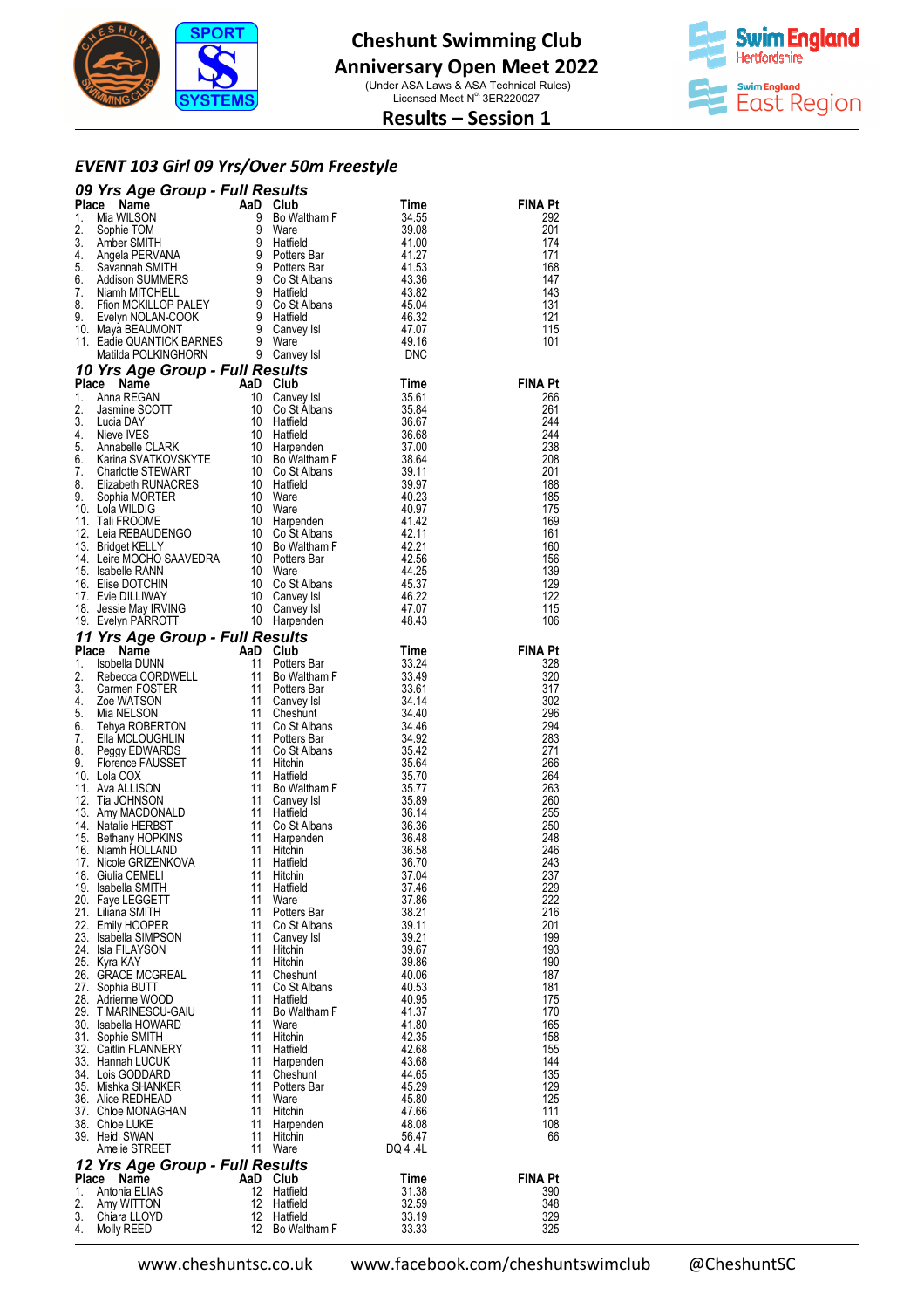# Cheshunt Swimming Club
## Anniversary Open Meet 2022
(Under ASA Laws & ASA Technical Rules)
Licensed Meet N° 3ER220027

## Results – Session 1

### EVENT 103 Girl 09 Yrs/Over 50m Freestyle

#### 09 Yrs Age Group - Full Results

| Place | Name | AaD | Club | Time | FINA Pt |
|---|---|---|---|---|---|
| 1. | Mia WILSON | 9 | Bo Waltham F | 34.55 | 292 |
| 2. | Sophie TOM | 9 | Ware | 39.08 | 201 |
| 3. | Amber SMITH | 9 | Hatfield | 41.00 | 174 |
| 4. | Angela PERVANA | 9 | Potters Bar | 41.27 | 171 |
| 5. | Savannah SMITH | 9 | Potters Bar | 41.53 | 168 |
| 6. | Addison SUMMERS | 9 | Co St Albans | 43.36 | 147 |
| 7. | Niamh MITCHELL | 9 | Hatfield | 43.82 | 143 |
| 8. | Ffion MCKILLOP PALEY | 9 | Co St Albans | 45.04 | 131 |
| 9. | Evelyn NOLAN-COOK | 9 | Hatfield | 46.32 | 121 |
| 10. | Maya BEAUMONT | 9 | Canvey Isl | 47.07 | 115 |
| 11. | Eadie QUANTICK BARNES | 9 | Ware | 49.16 | 101 |
| | Matilda POLKINGHORN | 9 | Canvey Isl | DNC | |

#### 10 Yrs Age Group - Full Results

| Place | Name | AaD | Club | Time | FINA Pt |
|---|---|---|---|---|---|
| 1. | Anna REGAN | 10 | Canvey Isl | 35.61 | 266 |
| 2. | Jasmine SCOTT | 10 | Co St Albans | 35.84 | 261 |
| 3. | Lucia DAY | 10 | Hatfield | 36.67 | 244 |
| 4. | Nieve IVES | 10 | Hatfield | 36.68 | 244 |
| 5. | Annabelle CLARK | 10 | Harpenden | 37.00 | 238 |
| 6. | Karina SVATKOVSKYTE | 10 | Bo Waltham F | 38.64 | 208 |
| 7. | Charlotte STEWART | 10 | Co St Albans | 39.11 | 201 |
| 8. | Elizabeth RUNACRES | 10 | Hatfield | 39.97 | 188 |
| 9. | Sophia MORTER | 10 | Ware | 40.23 | 185 |
| 10. | Lola WILDIG | 10 | Ware | 40.97 | 175 |
| 11. | Tali FROOME | 10 | Harpenden | 41.42 | 169 |
| 12. | Leia REBAUDENGO | 10 | Co St Albans | 42.11 | 161 |
| 13. | Bridget KELLY | 10 | Bo Waltham F | 42.21 | 160 |
| 14. | Leire MOCHO SAAVEDRA | 10 | Potters Bar | 42.56 | 156 |
| 15. | Isabelle RANN | 10 | Ware | 44.25 | 139 |
| 16. | Elise DOTCHIN | 10 | Co St Albans | 45.37 | 129 |
| 17. | Evie DILLIWAY | 10 | Canvey Isl | 46.22 | 122 |
| 18. | Jessie May IRVING | 10 | Canvey Isl | 47.07 | 115 |
| 19. | Evelyn PARROTT | 10 | Harpenden | 48.43 | 106 |

#### 11 Yrs Age Group - Full Results

| Place | Name | AaD | Club | Time | FINA Pt |
|---|---|---|---|---|---|
| 1. | Isobella DUNN | 11 | Potters Bar | 33.24 | 328 |
| 2. | Rebecca CORDWELL | 11 | Bo Waltham F | 33.49 | 320 |
| 3. | Carmen FOSTER | 11 | Potters Bar | 33.61 | 317 |
| 4. | Zoe WATSON | 11 | Canvey Isl | 34.14 | 302 |
| 5. | Mia NELSON | 11 | Cheshunt | 34.40 | 296 |
| 6. | Tehya ROBERTON | 11 | Co St Albans | 34.46 | 294 |
| 7. | Ella MCLOUGHLIN | 11 | Potters Bar | 34.92 | 283 |
| 8. | Peggy EDWARDS | 11 | Co St Albans | 35.42 | 271 |
| 9. | Florence FAUSSET | 11 | Hitchin | 35.64 | 266 |
| 10. | Lola COX | 11 | Hatfield | 35.70 | 264 |
| 11. | Ava ALLISON | 11 | Bo Waltham F | 35.77 | 263 |
| 12. | Tia JOHNSON | 11 | Canvey Isl | 35.89 | 260 |
| 13. | Amy MACDONALD | 11 | Hatfield | 36.14 | 255 |
| 14. | Natalie HERBST | 11 | Co St Albans | 36.36 | 250 |
| 15. | Bethany HOPKINS | 11 | Harpenden | 36.48 | 248 |
| 16. | Niamh HOLLAND | 11 | Hitchin | 36.58 | 246 |
| 17. | Nicole GRIZENKOVA | 11 | Hatfield | 36.70 | 243 |
| 18. | Giulia CEMELI | 11 | Hitchin | 37.04 | 237 |
| 19. | Isabella SMITH | 11 | Hatfield | 37.46 | 229 |
| 20. | Faye LEGGETT | 11 | Ware | 37.86 | 222 |
| 21. | Liliana SMITH | 11 | Potters Bar | 38.21 | 216 |
| 22. | Emily HOOPER | 11 | Co St Albans | 39.11 | 201 |
| 23. | Isabella SIMPSON | 11 | Canvey Isl | 39.21 | 199 |
| 24. | Isla FILAYSON | 11 | Hitchin | 39.67 | 193 |
| 25. | Kyra KAY | 11 | Hitchin | 39.86 | 190 |
| 26. | GRACE MCGREAL | 11 | Cheshunt | 40.06 | 187 |
| 27. | Sophia BUTT | 11 | Co St Albans | 40.53 | 181 |
| 28. | Adrienne WOOD | 11 | Hatfield | 40.95 | 175 |
| 29. | T MARINESCU-GAIU | 11 | Bo Waltham F | 41.37 | 170 |
| 30. | Isabella HOWARD | 11 | Ware | 41.80 | 165 |
| 31. | Sophie SMITH | 11 | Hitchin | 42.35 | 158 |
| 32. | Caitlin FLANNERY | 11 | Hatfield | 42.68 | 155 |
| 33. | Hannah LUCUK | 11 | Harpenden | 43.68 | 144 |
| 34. | Lois GODDARD | 11 | Cheshunt | 44.65 | 135 |
| 35. | Mishka SHANKER | 11 | Potters Bar | 45.29 | 129 |
| 36. | Alice REDHEAD | 11 | Ware | 45.80 | 125 |
| 37. | Chloe MONAGHAN | 11 | Hitchin | 47.66 | 111 |
| 38. | Chloe LUKE | 11 | Harpenden | 48.08 | 108 |
| 39. | Heidi SWAN | 11 | Hitchin | 56.47 | 66 |
| | Amelie STREET | 11 | Ware | DQ 4 .4L | |

#### 12 Yrs Age Group - Full Results

| Place | Name | AaD | Club | Time | FINA Pt |
|---|---|---|---|---|---|
| 1. | Antonia ELIAS | 12 | Hatfield | 31.38 | 390 |
| 2. | Amy WITTON | 12 | Hatfield | 32.59 | 348 |
| 3. | Chiara LLOYD | 12 | Hatfield | 33.19 | 329 |
| 4. | Molly REED | 12 | Bo Waltham F | 33.33 | 325 |

www.cheshuntsc.co.uk www.facebook.com/cheshuntswimclub @CheshuntSC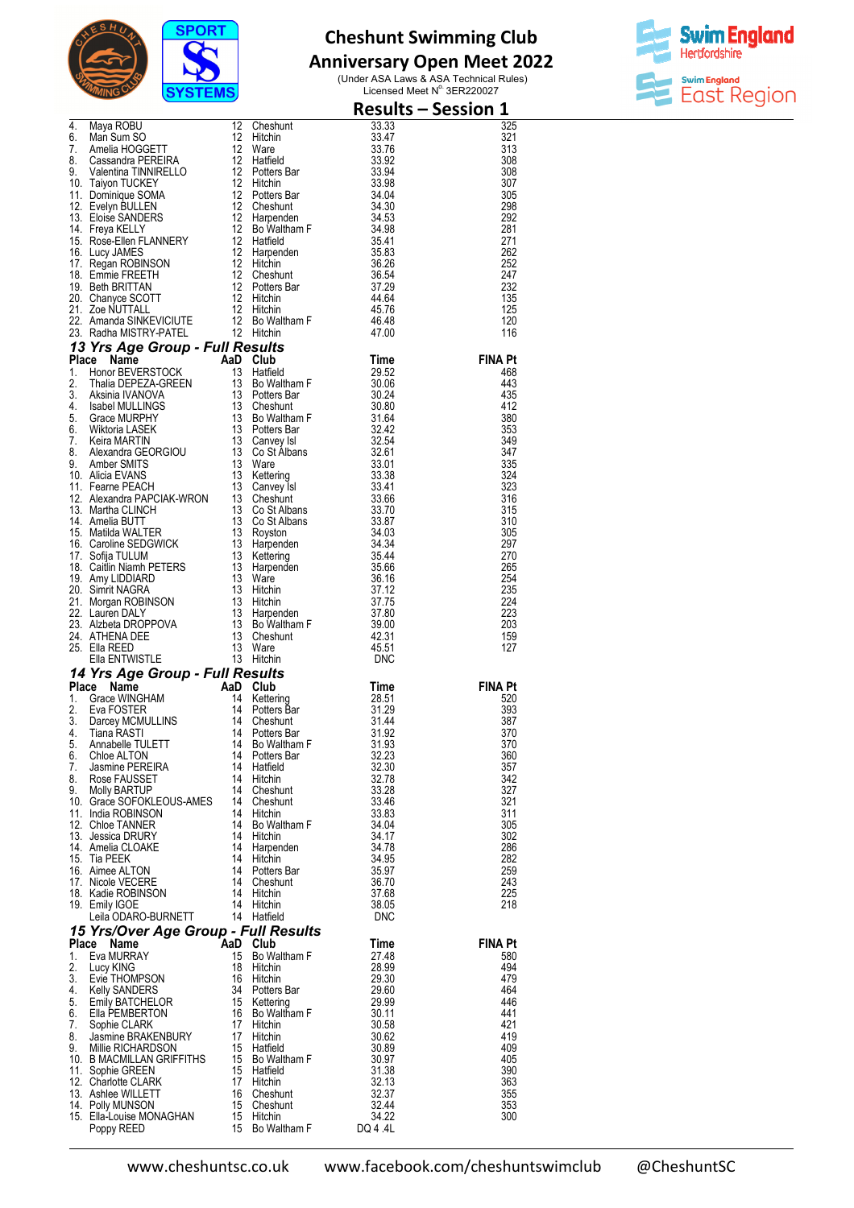# Cheshunt Swimming Club
## Anniversary Open Meet 2022

(Under ASA Laws & ASA Technical Rules)
Licensed Meet N° 3ER220027

## Results – Session 1

| Place | Name | AaD | Club | Time | FINA Pt |
|---|---|---|---|---|---|
| 4. | Maya ROBU | 12 | Cheshunt | 33.33 | 325 |
| 6. | Man Sum SO | 12 | Hitchin | 33.47 | 321 |
| 7. | Amelia HOGGETT | 12 | Ware | 33.76 | 313 |
| 8. | Cassandra PEREIRA | 12 | Hatfield | 33.92 | 308 |
| 9. | Valentina TINNIRELLO | 12 | Potters Bar | 33.94 | 308 |
| 10. | Taiyon TUCKEY | 12 | Hitchin | 33.98 | 307 |
| 11. | Dominique SOMA | 12 | Potters Bar | 34.04 | 305 |
| 12. | Evelyn BULLEN | 12 | Cheshunt | 34.30 | 298 |
| 13. | Eloise SANDERS | 12 | Harpenden | 34.53 | 292 |
| 14. | Freya KELLY | 12 | Bo Waltham F | 34.98 | 281 |
| 15. | Rose-Ellen FLANNERY | 12 | Hatfield | 35.41 | 271 |
| 16. | Lucy JAMES | 12 | Harpenden | 35.83 | 262 |
| 17. | Regan ROBINSON | 12 | Hitchin | 36.26 | 252 |
| 18. | Emmie FREETH | 12 | Cheshunt | 36.54 | 247 |
| 19. | Beth BRITTAN | 12 | Potters Bar | 37.29 | 232 |
| 20. | Chanyce SCOTT | 12 | Hitchin | 44.64 | 135 |
| 21. | Zoe NUTTALL | 12 | Hitchin | 45.76 | 125 |
| 22. | Amanda SINKEVICIUTE | 12 | Bo Waltham F | 46.48 | 120 |
| 23. | Radha MISTRY-PATEL | 12 | Hitchin | 47.00 | 116 |

### 13 Yrs Age Group - Full Results

| Place | Name | AaD | Club | Time | FINA Pt |
|---|---|---|---|---|---|
| 1. | Honor BEVERSTOCK | 13 | Hatfield | 29.52 | 468 |
| 2. | Thalia DEPEZA-GREEN | 13 | Bo Waltham F | 30.06 | 443 |
| 3. | Aksinia IVANOVA | 13 | Potters Bar | 30.24 | 435 |
| 4. | Isabel MULLINGS | 13 | Cheshunt | 30.80 | 412 |
| 5. | Grace MURPHY | 13 | Bo Waltham F | 31.64 | 380 |
| 6. | Wiktoria LASEK | 13 | Potters Bar | 32.42 | 353 |
| 7. | Keira MARTIN | 13 | Canvey Isl | 32.54 | 349 |
| 8. | Alexandra GEORGIOU | 13 | Co St Albans | 32.61 | 347 |
| 9. | Amber SMITS | 13 | Ware | 33.01 | 335 |
| 10. | Alicia EVANS | 13 | Kettering | 33.38 | 324 |
| 11. | Fearne PEACH | 13 | Canvey Isl | 33.41 | 323 |
| 12. | Alexandra PAPCIAK-WRON | 13 | Cheshunt | 33.66 | 316 |
| 13. | Martha CLINCH | 13 | Co St Albans | 33.70 | 315 |
| 14. | Amelia BUTT | 13 | Co St Albans | 33.87 | 310 |
| 15. | Matilda WALTER | 13 | Royston | 34.03 | 305 |
| 16. | Caroline SEDGWICK | 13 | Harpenden | 34.34 | 297 |
| 17. | Sofija TULUM | 13 | Kettering | 35.44 | 270 |
| 18. | Caitlin Niamh PETERS | 13 | Harpenden | 35.66 | 265 |
| 19. | Amy LIDDIARD | 13 | Ware | 36.16 | 254 |
| 20. | Simrit NAGRA | 13 | Hitchin | 37.12 | 235 |
| 21. | Morgan ROBINSON | 13 | Hitchin | 37.75 | 224 |
| 22. | Lauren DALY | 13 | Harpenden | 37.80 | 223 |
| 23. | Alzbeta DROPPOVA | 13 | Bo Waltham F | 39.00 | 203 |
| 24. | ATHENA DEE | 13 | Cheshunt | 42.31 | 159 |
| 25. | Ella REED | 13 | Ware | 45.51 | 127 |
| | Ella ENTWISTLE | 13 | Hitchin | DNC | |

### 14 Yrs Age Group - Full Results

| Place | Name | AaD | Club | Time | FINA Pt |
|---|---|---|---|---|---|
| 1. | Grace WINGHAM | 14 | Kettering | 28.51 | 520 |
| 2. | Eva FOSTER | 14 | Potters Bar | 31.29 | 393 |
| 3. | Darcey MCMULLINS | 14 | Cheshunt | 31.44 | 387 |
| 4. | Tiana RASTI | 14 | Potters Bar | 31.92 | 370 |
| 5. | Annabelle TULETT | 14 | Bo Waltham F | 31.93 | 370 |
| 6. | Chloe ALTON | 14 | Potters Bar | 32.23 | 360 |
| 7. | Jasmine PEREIRA | 14 | Hatfield | 32.30 | 357 |
| 8. | Rose FAUSSET | 14 | Hitchin | 32.78 | 342 |
| 9. | Molly BARTUP | 14 | Cheshunt | 33.28 | 327 |
| 10. | Grace SOFOKLEOUS-AMES | 14 | Cheshunt | 33.46 | 321 |
| 11. | India ROBINSON | 14 | Hitchin | 33.83 | 311 |
| 12. | Chloe TANNER | 14 | Bo Waltham F | 34.04 | 305 |
| 13. | Jessica DRURY | 14 | Hitchin | 34.17 | 302 |
| 14. | Amelia CLOAKE | 14 | Harpenden | 34.78 | 286 |
| 15. | Tia PEEK | 14 | Hitchin | 34.95 | 282 |
| 16. | Aimee ALTON | 14 | Potters Bar | 35.97 | 259 |
| 17. | Nicole VECERE | 14 | Cheshunt | 36.70 | 243 |
| 18. | Kadie ROBINSON | 14 | Hitchin | 37.68 | 225 |
| 19. | Emily IGOE | 14 | Hitchin | 38.05 | 218 |
| | Leila ODARO-BURNETT | 14 | Hatfield | DNC | |

### 15 Yrs/Over Age Group - Full Results

| Place | Name | AaD | Club | Time | FINA Pt |
|---|---|---|---|---|---|
| 1. | Eva MURRAY | 15 | Bo Waltham F | 27.48 | 580 |
| 2. | Lucy KING | 18 | Hitchin | 28.99 | 494 |
| 3. | Evie THOMPSON | 16 | Hitchin | 29.30 | 479 |
| 4. | Kelly SANDERS | 34 | Potters Bar | 29.60 | 464 |
| 5. | Emily BATCHELOR | 15 | Kettering | 29.99 | 446 |
| 6. | Ella PEMBERTON | 16 | Bo Waltham F | 30.11 | 441 |
| 7. | Sophie CLARK | 17 | Hitchin | 30.58 | 421 |
| 8. | Jasmine BRAKENBURY | 17 | Hitchin | 30.62 | 419 |
| 9. | Millie RICHARDSON | 15 | Hatfield | 30.89 | 409 |
| 10. | B MACMILLAN GRIFFITHS | 15 | Bo Waltham F | 30.97 | 405 |
| 11. | Sophie GREEN | 15 | Hatfield | 31.38 | 390 |
| 12. | Charlotte CLARK | 17 | Hitchin | 32.13 | 363 |
| 13. | Ashlee WILLETT | 16 | Cheshunt | 32.37 | 355 |
| 14. | Polly MUNSON | 15 | Cheshunt | 32.44 | 353 |
| 15. | Ella-Louise MONAGHAN | 15 | Hitchin | 34.22 | 300 |
| | Poppy REED | 15 | Bo Waltham F | DQ 4 .4L | |

www.cheshuntsc.co.uk www.facebook.com/cheshuntswimclub @CheshuntSC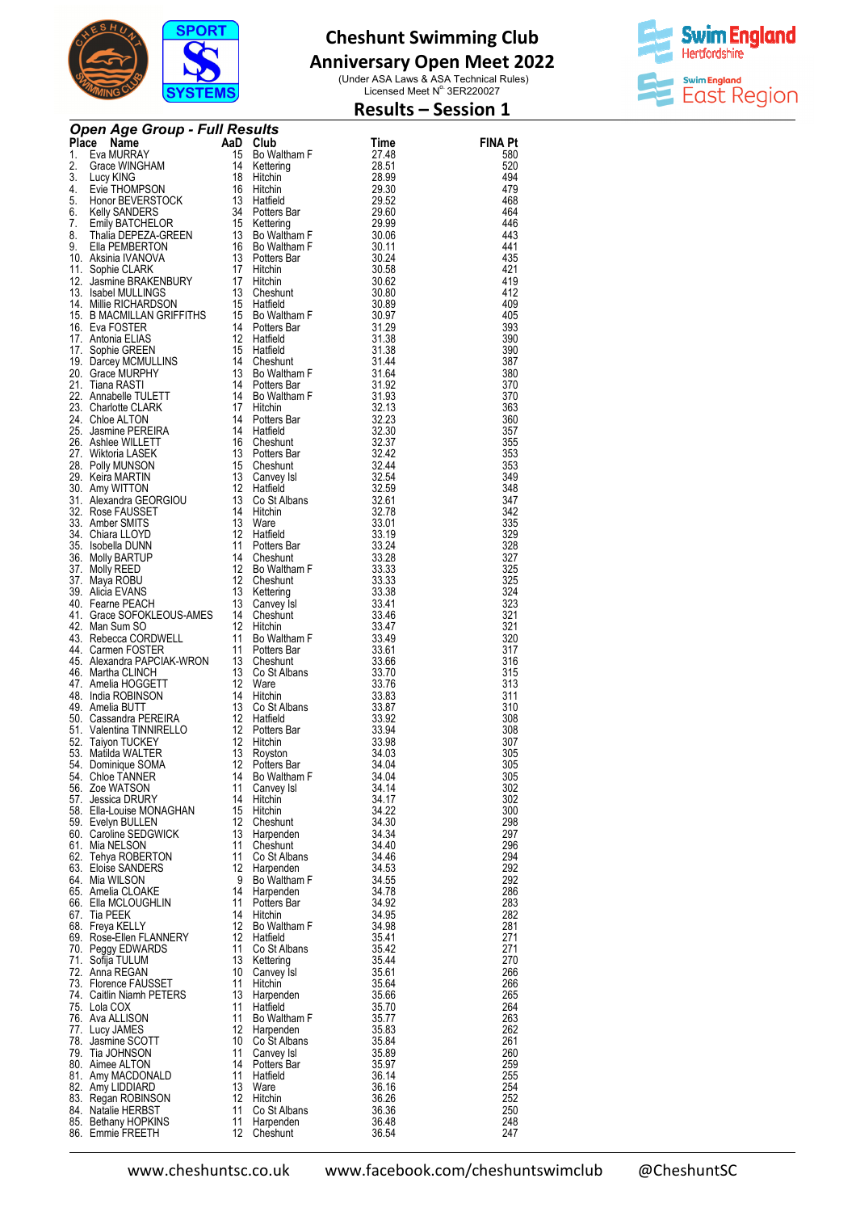# Cheshunt Swimming Club

## Anniversary Open Meet 2022

(Under ASA Laws & ASA Technical Rules)
Licensed Meet N° 3ER220027

## Results – Session 1

### *Open Age Group - Full Results*

| Place | Name | AaD | Club | Time | FINA Pt |
|---|---|---|---|---|---|
| 1. | Eva MURRAY | 15 | Bo Waltham F | 27.48 | 580 |
| 2. | Grace WINGHAM | 14 | Kettering | 28.51 | 520 |
| 3. | Lucy KING | 18 | Hitchin | 28.99 | 494 |
| 4. | Evie THOMPSON | 16 | Hitchin | 29.30 | 479 |
| 5. | Honor BEVERSTOCK | 13 | Hatfield | 29.52 | 468 |
| 6. | Kelly SANDERS | 34 | Potters Bar | 29.60 | 464 |
| 7. | Emily BATCHELOR | 15 | Kettering | 29.99 | 446 |
| 8. | Thalia DEPEZA-GREEN | 13 | Bo Waltham F | 30.06 | 443 |
| 9. | Ella PEMBERTON | 16 | Bo Waltham F | 30.11 | 441 |
| 10. | Aksinia IVANOVA | 13 | Potters Bar | 30.24 | 435 |
| 11. | Sophie CLARK | 17 | Hitchin | 30.58 | 421 |
| 12. | Jasmine BRAKENBURY | 17 | Hitchin | 30.62 | 419 |
| 13. | Isabel MULLINGS | 13 | Cheshunt | 30.80 | 412 |
| 14. | Millie RICHARDSON | 15 | Hatfield | 30.89 | 409 |
| 15. | B MACMILLAN GRIFFITHS | 15 | Bo Waltham F | 30.97 | 405 |
| 16. | Eva FOSTER | 14 | Potters Bar | 31.29 | 393 |
| 17. | Antonia ELIAS | 12 | Hatfield | 31.38 | 390 |
| 17. | Sophie GREEN | 15 | Hatfield | 31.38 | 390 |
| 19. | Darcey MCMULLINS | 14 | Cheshunt | 31.44 | 387 |
| 20. | Grace MURPHY | 13 | Bo Waltham F | 31.64 | 380 |
| 21. | Tiana RASTI | 14 | Potters Bar | 31.92 | 370 |
| 22. | Annabelle TULETT | 14 | Bo Waltham F | 31.93 | 370 |
| 23. | Charlotte CLARK | 17 | Hitchin | 32.13 | 363 |
| 24. | Chloe ALTON | 14 | Potters Bar | 32.23 | 360 |
| 25. | Jasmine PEREIRA | 14 | Hatfield | 32.30 | 357 |
| 26. | Ashlee WILLETT | 16 | Cheshunt | 32.37 | 355 |
| 27. | Wiktoria LASEK | 13 | Potters Bar | 32.42 | 353 |
| 28. | Polly MUNSON | 15 | Cheshunt | 32.44 | 353 |
| 29. | Keira MARTIN | 13 | Canvey Isl | 32.54 | 349 |
| 30. | Amy WITTON | 12 | Hatfield | 32.59 | 348 |
| 31. | Alexandra GEORGIOU | 13 | Co St Albans | 32.61 | 347 |
| 32. | Rose FAUSSET | 14 | Hitchin | 32.78 | 342 |
| 33. | Amber SMITS | 13 | Ware | 33.01 | 335 |
| 34. | Chiara LLOYD | 12 | Hatfield | 33.19 | 329 |
| 35. | Isobella DUNN | 11 | Potters Bar | 33.24 | 328 |
| 36. | Molly BARTUP | 14 | Cheshunt | 33.28 | 327 |
| 37. | Molly REED | 12 | Bo Waltham F | 33.33 | 325 |
| 37. | Maya ROBU | 12 | Cheshunt | 33.33 | 325 |
| 39. | Alicia EVANS | 13 | Kettering | 33.38 | 324 |
| 40. | Fearne PEACH | 13 | Canvey Isl | 33.41 | 323 |
| 41. | Grace SOFOKLEOUS-AMES | 14 | Cheshunt | 33.46 | 321 |
| 42. | Man Sum SO | 12 | Hitchin | 33.47 | 321 |
| 43. | Rebecca CORDWELL | 11 | Bo Waltham F | 33.49 | 320 |
| 44. | Carmen FOSTER | 11 | Potters Bar | 33.61 | 317 |
| 45. | Alexandra PAPCIAK-WRON | 13 | Cheshunt | 33.66 | 316 |
| 46. | Martha CLINCH | 13 | Co St Albans | 33.70 | 315 |
| 47. | Amelia HOGGETT | 12 | Ware | 33.76 | 313 |
| 48. | India ROBINSON | 14 | Hitchin | 33.83 | 311 |
| 49. | Amelia BUTT | 13 | Co St Albans | 33.87 | 310 |
| 50. | Cassandra PEREIRA | 12 | Hatfield | 33.92 | 308 |
| 51. | Valentina TINNIRELLO | 12 | Potters Bar | 33.94 | 308 |
| 52. | Taiyon TUCKEY | 12 | Hitchin | 33.98 | 307 |
| 53. | Matilda WALTER | 13 | Royston | 34.03 | 305 |
| 54. | Dominique SOMA | 12 | Potters Bar | 34.04 | 305 |
| 54. | Chloe TANNER | 14 | Bo Waltham F | 34.04 | 305 |
| 56. | Zoe WATSON | 11 | Canvey Isl | 34.14 | 302 |
| 57. | Jessica DRURY | 14 | Hitchin | 34.17 | 302 |
| 58. | Ella-Louise MONAGHAN | 15 | Hitchin | 34.22 | 300 |
| 59. | Evelyn BULLEN | 12 | Cheshunt | 34.30 | 298 |
| 60. | Caroline SEDGWICK | 13 | Harpenden | 34.34 | 297 |
| 61. | Mia NELSON | 11 | Cheshunt | 34.40 | 296 |
| 62. | Tehya ROBERTON | 11 | Co St Albans | 34.46 | 294 |
| 63. | Eloise SANDERS | 12 | Harpenden | 34.53 | 292 |
| 64. | Mia WILSON | 9 | Bo Waltham F | 34.55 | 292 |
| 65. | Amelia CLOAKE | 14 | Harpenden | 34.78 | 286 |
| 66. | Ella MCLOUGHLIN | 11 | Potters Bar | 34.92 | 283 |
| 67. | Tia PEEK | 14 | Hitchin | 34.95 | 282 |
| 68. | Freya KELLY | 12 | Bo Waltham F | 34.98 | 281 |
| 69. | Rose-Ellen FLANNERY | 12 | Hatfield | 35.41 | 271 |
| 70. | Peggy EDWARDS | 11 | Co St Albans | 35.42 | 271 |
| 71. | Sofija TULUM | 13 | Kettering | 35.44 | 270 |
| 72. | Anna REGAN | 10 | Canvey Isl | 35.61 | 266 |
| 73. | Florence FAUSSET | 11 | Hitchin | 35.64 | 266 |
| 74. | Caitlin Niamh PETERS | 13 | Harpenden | 35.66 | 265 |
| 75. | Lola COX | 11 | Hatfield | 35.70 | 264 |
| 76. | Ava ALLISON | 11 | Bo Waltham F | 35.77 | 263 |
| 77. | Lucy JAMES | 12 | Harpenden | 35.83 | 262 |
| 78. | Jasmine SCOTT | 10 | Co St Albans | 35.84 | 261 |
| 79. | Tia JOHNSON | 11 | Canvey Isl | 35.89 | 260 |
| 80. | Aimee ALTON | 14 | Potters Bar | 35.97 | 259 |
| 81. | Amy MACDONALD | 11 | Hatfield | 36.14 | 255 |
| 82. | Amy LIDDIARD | 13 | Ware | 36.16 | 254 |
| 83. | Regan ROBINSON | 12 | Hitchin | 36.26 | 252 |
| 84. | Natalie HERBST | 11 | Co St Albans | 36.36 | 250 |
| 85. | Bethany HOPKINS | 11 | Harpenden | 36.48 | 248 |
| 86. | Emmie FREETH | 12 | Cheshunt | 36.54 | 247 |

www.cheshuntsc.co.uk www.facebook.com/cheshuntswimclub @CheshuntSC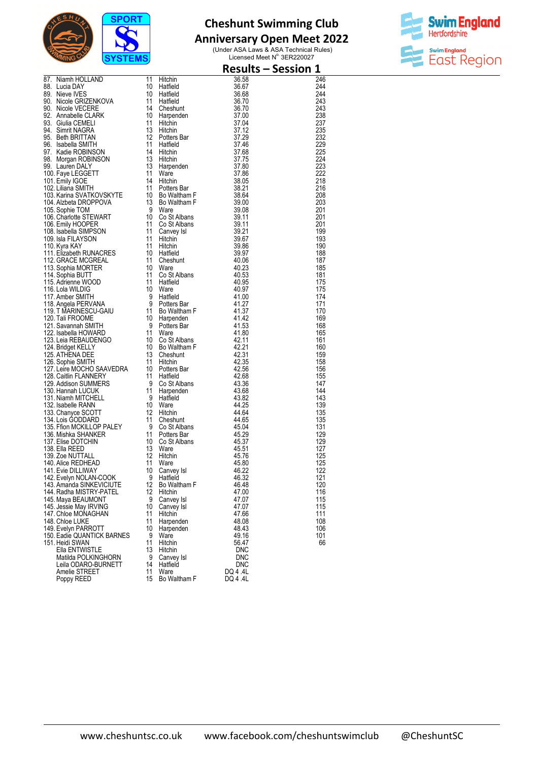# Cheshunt Swimming Club

## Anniversary Open Meet 2022

(Under ASA Laws & ASA Technical Rules)
Licensed Meet N° 3ER220027

## Results – Session 1

| Pos | Name | Age | Club | Time | Points |
|---|---|---|---|---|---|
| 87. | Niamh HOLLAND | 11 | Hitchin | 36.58 | 246 |
| 88. | Lucia DAY | 10 | Hatfield | 36.67 | 244 |
| 89. | Nieve IVES | 10 | Hatfield | 36.68 | 244 |
| 90. | Nicole GRIZENKOVA | 11 | Hatfield | 36.70 | 243 |
| 90. | Nicole VECERE | 14 | Cheshunt | 36.70 | 243 |
| 92. | Annabelle CLARK | 10 | Harpenden | 37.00 | 238 |
| 93. | Giulia CEMELI | 11 | Hitchin | 37.04 | 237 |
| 94. | Simrit NAGRA | 13 | Hitchin | 37.12 | 235 |
| 95. | Beth BRITTAN | 12 | Potters Bar | 37.29 | 232 |
| 96. | Isabella SMITH | 11 | Hatfield | 37.46 | 229 |
| 97. | Kadie ROBINSON | 14 | Hitchin | 37.68 | 225 |
| 98. | Morgan ROBINSON | 13 | Hitchin | 37.75 | 224 |
| 99. | Lauren DALY | 13 | Harpenden | 37.80 | 223 |
| 100. | Faye LEGGETT | 11 | Ware | 37.86 | 222 |
| 101. | Emily IGOE | 14 | Hitchin | 38.05 | 218 |
| 102. | Liliana SMITH | 11 | Potters Bar | 38.21 | 216 |
| 103. | Karina SVATKOVSKYTE | 10 | Bo Waltham F | 38.64 | 208 |
| 104. | Alzbeta DROPPOVA | 13 | Bo Waltham F | 39.00 | 203 |
| 105. | Sophie TOM | 9 | Ware | 39.08 | 201 |
| 106. | Charlotte STEWART | 10 | Co St Albans | 39.11 | 201 |
| 106. | Emily HOOPER | 11 | Co St Albans | 39.11 | 201 |
| 108. | Isabella SIMPSON | 11 | Canvey Isl | 39.21 | 199 |
| 109. | Isla FILAYSON | 11 | Hitchin | 39.67 | 193 |
| 110. | Kyra KAY | 11 | Hitchin | 39.86 | 190 |
| 111. | Elizabeth RUNACRES | 10 | Hatfield | 39.97 | 188 |
| 112. | GRACE MCGREAL | 11 | Cheshunt | 40.06 | 187 |
| 113. | Sophia MORTER | 10 | Ware | 40.23 | 185 |
| 114. | Sophia BUTT | 11 | Co St Albans | 40.53 | 181 |
| 115. | Adrienne WOOD | 11 | Hatfield | 40.95 | 175 |
| 116. | Lola WILDIG | 10 | Ware | 40.97 | 175 |
| 117. | Amber SMITH | 9 | Hatfield | 41.00 | 174 |
| 118. | Angela PERVANA | 9 | Potters Bar | 41.27 | 171 |
| 119. | T MARINESCU-GAIU | 11 | Bo Waltham F | 41.37 | 170 |
| 120. | Tali FROOME | 10 | Harpenden | 41.42 | 169 |
| 121. | Savannah SMITH | 9 | Potters Bar | 41.53 | 168 |
| 122. | Isabella HOWARD | 11 | Ware | 41.80 | 165 |
| 123. | Leia REBAUDENGO | 10 | Co St Albans | 42.11 | 161 |
| 124. | Bridget KELLY | 10 | Bo Waltham F | 42.21 | 160 |
| 125. | ATHENA DEE | 13 | Cheshunt | 42.31 | 159 |
| 126. | Sophie SMITH | 11 | Hitchin | 42.35 | 158 |
| 127. | Leire MOCHO SAAVEDRA | 10 | Potters Bar | 42.56 | 156 |
| 128. | Caitlin FLANNERY | 11 | Hatfield | 42.68 | 155 |
| 129. | Addison SUMMERS | 9 | Co St Albans | 43.36 | 147 |
| 130. | Hannah LUCUK | 11 | Harpenden | 43.68 | 144 |
| 131. | Niamh MITCHELL | 9 | Hatfield | 43.82 | 143 |
| 132. | Isabelle RANN | 10 | Ware | 44.25 | 139 |
| 133. | Chanyce SCOTT | 12 | Hitchin | 44.64 | 135 |
| 134. | Lois GODDARD | 11 | Cheshunt | 44.65 | 135 |
| 135. | Ffion MCKILLOP PALEY | 9 | Co St Albans | 45.04 | 131 |
| 136. | Mishka SHANKER | 11 | Potters Bar | 45.29 | 129 |
| 137. | Elise DOTCHIN | 10 | Co St Albans | 45.37 | 129 |
| 138. | Ella REED | 13 | Ware | 45.51 | 127 |
| 139. | Zoe NUTTALL | 12 | Hitchin | 45.76 | 125 |
| 140. | Alice REDHEAD | 11 | Ware | 45.80 | 125 |
| 141. | Evie DILLIWAY | 10 | Canvey Isl | 46.22 | 122 |
| 142. | Evelyn NOLAN-COOK | 9 | Hatfield | 46.32 | 121 |
| 143. | Amanda SINKEVICIUTE | 12 | Bo Waltham F | 46.48 | 120 |
| 144. | Radha MISTRY-PATEL | 12 | Hitchin | 47.00 | 116 |
| 145. | Maya BEAUMONT | 9 | Canvey Isl | 47.07 | 115 |
| 145. | Jessie May IRVING | 10 | Canvey Isl | 47.07 | 115 |
| 147. | Chloe MONAGHAN | 11 | Hitchin | 47.66 | 111 |
| 148. | Chloe LUKE | 11 | Harpenden | 48.08 | 108 |
| 149. | Evelyn PARROTT | 10 | Harpenden | 48.43 | 106 |
| 150. | Eadie QUANTICK BARNES | 9 | Ware | 49.16 | 101 |
| 151. | Heidi SWAN | 11 | Hitchin | 56.47 | 66 |
| | Ella ENTWISTLE | 13 | Hitchin | DNC | |
| | Matilda POLKINGHORN | 9 | Canvey Isl | DNC | |
| | Leila ODARO-BURNETT | 14 | Hatfield | DNC | |
| | Amelie STREET | 11 | Ware | DQ 4 .4L | |
| | Poppy REED | 15 | Bo Waltham F | DQ 4 .4L | |

www.cheshuntsc.co.uk www.facebook.com/cheshuntswimclub @CheshuntSC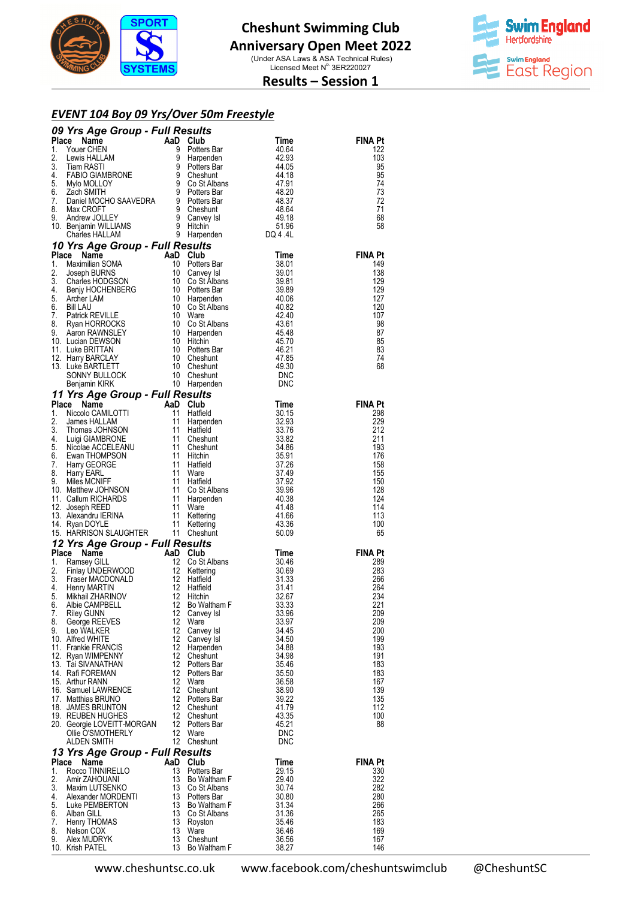# Cheshunt Swimming Club
## Anniversary Open Meet 2022

(Under ASA Laws & ASA Technical Rules)
Licensed Meet N° 3ER220027

## Results – Session 1

### *EVENT 104 Boy 09 Yrs/Over 50m Freestyle*

#### *09 Yrs Age Group - Full Results*

| Place | Name | AaD | Club | Time | FINA Pt |
|---|---|---|---|---|---|
| 1. | Youer CHEN | 9 | Potters Bar | 40.64 | 122 |
| 2. | Lewis HALLAM | 9 | Harpenden | 42.93 | 103 |
| 3. | Tiam RASTI | 9 | Potters Bar | 44.05 | 95 |
| 4. | FABIO GIAMBRONE | 9 | Cheshunt | 44.18 | 95 |
| 5. | Mylo MOLLOY | 9 | Co St Albans | 47.91 | 74 |
| 6. | Zach SMITH | 9 | Potters Bar | 48.20 | 73 |
| 7. | Daniel MOCHO SAAVEDRA | 9 | Potters Bar | 48.37 | 72 |
| 8. | Max CROFT | 9 | Cheshunt | 48.64 | 71 |
| 9. | Andrew JOLLEY | 9 | Canvey Isl | 49.18 | 68 |
| 10. | Benjamin WILLIAMS | 9 | Hitchin | 51.96 | 58 |
| | Charles HALLAM | 9 | Harpenden | DQ 4 .4L | |

#### *10 Yrs Age Group - Full Results*

| Place | Name | AaD | Club | Time | FINA Pt |
|---|---|---|---|---|---|
| 1. | Maximilian SOMA | 10 | Potters Bar | 38.01 | 149 |
| 2. | Joseph BURNS | 10 | Canvey Isl | 39.01 | 138 |
| 3. | Charles HODGSON | 10 | Co St Albans | 39.81 | 129 |
| 4. | Benjy HOCHENBERG | 10 | Potters Bar | 39.89 | 129 |
| 5. | Archer LAM | 10 | Harpenden | 40.06 | 127 |
| 6. | Bill LAU | 10 | Co St Albans | 40.82 | 120 |
| 7. | Patrick REVILLE | 10 | Ware | 42.40 | 107 |
| 8. | Ryan HORROCKS | 10 | Co St Albans | 43.61 | 98 |
| 9. | Aaron RAWNSLEY | 10 | Harpenden | 45.48 | 87 |
| 10. | Lucian DEWSON | 10 | Hitchin | 45.70 | 85 |
| 11. | Luke BRITTAN | 10 | Potters Bar | 46.21 | 83 |
| 12. | Harry BARCLAY | 10 | Cheshunt | 47.85 | 74 |
| 13. | Luke BARTLETT | 10 | Cheshunt | 49.30 | 68 |
| | SONNY BULLOCK | 10 | Cheshunt | DNC | |
| | Benjamin KIRK | 10 | Harpenden | DNC | |

#### *11 Yrs Age Group - Full Results*

| Place | Name | AaD | Club | Time | FINA Pt |
|---|---|---|---|---|---|
| 1. | Niccolo CAMILOTTI | 11 | Hatfield | 30.15 | 298 |
| 2. | James HALLAM | 11 | Harpenden | 32.93 | 229 |
| 3. | Thomas JOHNSON | 11 | Hatfield | 33.76 | 212 |
| 4. | Luigi GIAMBRONE | 11 | Cheshunt | 33.82 | 211 |
| 5. | Nicolae ACCELEANU | 11 | Cheshunt | 34.86 | 193 |
| 6. | Ewan THOMPSON | 11 | Hitchin | 35.91 | 176 |
| 7. | Harry GEORGE | 11 | Hatfield | 37.26 | 158 |
| 8. | Harry EARL | 11 | Ware | 37.49 | 155 |
| 9. | Miles MCNIFF | 11 | Hatfield | 37.92 | 150 |
| 10. | Matthew JOHNSON | 11 | Co St Albans | 39.96 | 128 |
| 11. | Callum RICHARDS | 11 | Harpenden | 40.38 | 124 |
| 12. | Joseph REED | 11 | Ware | 41.48 | 114 |
| 13. | Alexandru IERINA | 11 | Kettering | 41.66 | 113 |
| 14. | Ryan DOYLE | 11 | Kettering | 43.36 | 100 |
| 15. | HARRISON SLAUGHTER | 11 | Cheshunt | 50.09 | 65 |

#### *12 Yrs Age Group - Full Results*

| Place | Name | AaD | Club | Time | FINA Pt |
|---|---|---|---|---|---|
| 1. | Ramsey GILL | 12 | Co St Albans | 30.46 | 289 |
| 2. | Finlay UNDERWOOD | 12 | Kettering | 30.69 | 283 |
| 3. | Fraser MACDONALD | 12 | Hatfield | 31.33 | 266 |
| 4. | Henry MARTIN | 12 | Hatfield | 31.41 | 264 |
| 5. | Mikhail ZHARINOV | 12 | Hitchin | 32.67 | 234 |
| 6. | Albie CAMPBELL | 12 | Bo Waltham F | 33.33 | 221 |
| 7. | Riley GUNN | 12 | Canvey Isl | 33.96 | 209 |
| 8. | George REEVES | 12 | Ware | 33.97 | 209 |
| 9. | Leo WALKER | 12 | Canvey Isl | 34.45 | 200 |
| 10. | Alfred WHITE | 12 | Canvey Isl | 34.50 | 199 |
| 11. | Frankie FRANCIS | 12 | Harpenden | 34.88 | 193 |
| 12. | Ryan WIMPENNY | 12 | Cheshunt | 34.98 | 191 |
| 13. | Tai SIVANATHAN | 12 | Potters Bar | 35.46 | 183 |
| 14. | Rafi FOREMAN | 12 | Potters Bar | 35.50 | 183 |
| 15. | Arthur RANN | 12 | Ware | 36.58 | 167 |
| 16. | Samuel LAWRENCE | 12 | Cheshunt | 38.90 | 139 |
| 17. | Matthias BRUNO | 12 | Potters Bar | 39.22 | 135 |
| 18. | JAMES BRUNTON | 12 | Cheshunt | 41.79 | 112 |
| 19. | REUBEN HUGHES | 12 | Cheshunt | 43.35 | 100 |
| 20. | Georgie LOVEITT-MORGAN | 12 | Potters Bar | 45.21 | 88 |
| | Ollie O'SMOTHERLY | 12 | Ware | DNC | |
| | ALDEN SMITH | 12 | Cheshunt | DNC | |

#### *13 Yrs Age Group - Full Results*

| Place | Name | AaD | Club | Time | FINA Pt |
|---|---|---|---|---|---|
| 1. | Rocco TINNIRELLO | 13 | Potters Bar | 29.15 | 330 |
| 2. | Amir ZAHOUANI | 13 | Bo Waltham F | 29.40 | 322 |
| 3. | Maxim LUTSENKO | 13 | Co St Albans | 30.74 | 282 |
| 4. | Alexander MORDENTI | 13 | Potters Bar | 30.80 | 280 |
| 5. | Luke PEMBERTON | 13 | Bo Waltham F | 31.34 | 266 |
| 6. | Alban GILL | 13 | Co St Albans | 31.36 | 265 |
| 7. | Henry THOMAS | 13 | Royston | 35.46 | 183 |
| 8. | Nelson COX | 13 | Ware | 36.46 | 169 |
| 9. | Alex MUDRYK | 13 | Cheshunt | 36.56 | 167 |
| 10. | Krish PATEL | 13 | Bo Waltham F | 38.27 | 146 |

www.cheshuntsc.co.uk www.facebook.com/cheshuntswimclub @CheshuntSC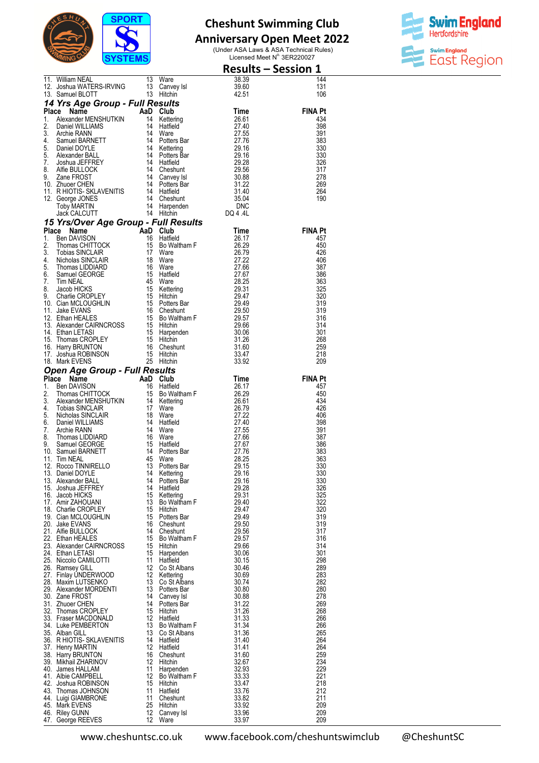# Cheshunt Swimming Club
## Anniversary Open Meet 2022

(Under ASA Laws & ASA Technical Rules)
Licensed Meet N° 3ER220027

## Results – Session 1

| Place | Name | AaD | Club | Time | FINA Pt |
|---|---|---|---|---|---|
| 11. | William NEAL | 13 | Ware | 38.39 | 144 |
| 12. | Joshua WATERS-IRVING | 13 | Canvey Isl | 39.60 | 131 |
| 13. | Samuel BLOTT | 13 | Hitchin | 42.51 | 106 |

### 14 Yrs Age Group - Full Results

| Place | Name | AaD | Club | Time | FINA Pt |
|---|---|---|---|---|---|
| 1. | Alexander MENSHUTKIN | 14 | Kettering | 26.61 | 434 |
| 2. | Daniel WILLIAMS | 14 | Hatfield | 27.40 | 398 |
| 3. | Archie RANN | 14 | Ware | 27.55 | 391 |
| 4. | Samuel BARNETT | 14 | Potters Bar | 27.76 | 383 |
| 5. | Daniel DOYLE | 14 | Kettering | 29.16 | 330 |
| 5. | Alexander BALL | 14 | Potters Bar | 29.16 | 330 |
| 7. | Joshua JEFFREY | 14 | Hatfield | 29.28 | 326 |
| 8. | Alfie BULLOCK | 14 | Cheshunt | 29.56 | 317 |
| 9. | Zane FROST | 14 | Canvey Isl | 30.88 | 278 |
| 10. | Zhuoer CHEN | 14 | Potters Bar | 31.22 | 269 |
| 11. | R HIOTIS- SKLAVENITIS | 14 | Hatfield | 31.40 | 264 |
| 12. | George JONES | 14 | Cheshunt | 35.04 | 190 |
| | Toby MARTIN | 14 | Harpenden | DNC | |
| | Jack CALCUTT | 14 | Hitchin | DQ 4 .4L | |

### 15 Yrs/Over Age Group - Full Results

| Place | Name | AaD | Club | Time | FINA Pt |
|---|---|---|---|---|---|
| 1. | Ben DAVISON | 16 | Hatfield | 26.17 | 457 |
| 2. | Thomas CHITTOCK | 15 | Bo Waltham F | 26.29 | 450 |
| 3. | Tobias SINCLAIR | 17 | Ware | 26.79 | 426 |
| 4. | Nicholas SINCLAIR | 18 | Ware | 27.22 | 406 |
| 5. | Thomas LIDDIARD | 16 | Ware | 27.66 | 387 |
| 6. | Samuel GEORGE | 15 | Hatfield | 27.67 | 386 |
| 7. | Tim NEAL | 45 | Ware | 28.25 | 363 |
| 8. | Jacob HICKS | 15 | Kettering | 29.31 | 325 |
| 9. | Charlie CROPLEY | 15 | Hitchin | 29.47 | 320 |
| 10. | Cian MCLOUGHLIN | 15 | Potters Bar | 29.49 | 319 |
| 11. | Jake EVANS | 16 | Cheshunt | 29.50 | 319 |
| 12. | Ethan HEALES | 15 | Bo Waltham F | 29.57 | 316 |
| 13. | Alexander CAIRNCROSS | 15 | Hitchin | 29.66 | 314 |
| 14. | Ethan LETASI | 15 | Harpenden | 30.06 | 301 |
| 15. | Thomas CROPLEY | 15 | Hitchin | 31.26 | 268 |
| 16. | Harry BRUNTON | 16 | Cheshunt | 31.60 | 259 |
| 17. | Joshua ROBINSON | 15 | Hitchin | 33.47 | 218 |
| 18. | Mark EVENS | 25 | Hitchin | 33.92 | 209 |

### Open Age Group - Full Results

| Place | Name | AaD | Club | Time | FINA Pt |
|---|---|---|---|---|---|
| 1. | Ben DAVISON | 16 | Hatfield | 26.17 | 457 |
| 2. | Thomas CHITTOCK | 15 | Bo Waltham F | 26.29 | 450 |
| 3. | Alexander MENSHUTKIN | 14 | Kettering | 26.61 | 434 |
| 4. | Tobias SINCLAIR | 17 | Ware | 26.79 | 426 |
| 5. | Nicholas SINCLAIR | 18 | Ware | 27.22 | 406 |
| 6. | Daniel WILLIAMS | 14 | Hatfield | 27.40 | 398 |
| 7. | Archie RANN | 14 | Ware | 27.55 | 391 |
| 8. | Thomas LIDDIARD | 16 | Ware | 27.66 | 387 |
| 9. | Samuel GEORGE | 15 | Hatfield | 27.67 | 386 |
| 10. | Samuel BARNETT | 14 | Potters Bar | 27.76 | 383 |
| 11. | Tim NEAL | 45 | Ware | 28.25 | 363 |
| 12. | Rocco TINNIRELLO | 13 | Potters Bar | 29.15 | 330 |
| 13. | Daniel DOYLE | 14 | Kettering | 29.16 | 330 |
| 13. | Alexander BALL | 14 | Potters Bar | 29.16 | 330 |
| 15. | Joshua JEFFREY | 14 | Hatfield | 29.28 | 326 |
| 16. | Jacob HICKS | 15 | Kettering | 29.31 | 325 |
| 17. | Amir ZAHOUANI | 13 | Bo Waltham F | 29.40 | 322 |
| 18. | Charlie CROPLEY | 15 | Hitchin | 29.47 | 320 |
| 19. | Cian MCLOUGHLIN | 15 | Potters Bar | 29.49 | 319 |
| 20. | Jake EVANS | 16 | Cheshunt | 29.50 | 319 |
| 21. | Alfie BULLOCK | 14 | Cheshunt | 29.56 | 317 |
| 22. | Ethan HEALES | 15 | Bo Waltham F | 29.57 | 316 |
| 23. | Alexander CAIRNCROSS | 15 | Hitchin | 29.66 | 314 |
| 24. | Ethan LETASI | 15 | Harpenden | 30.06 | 301 |
| 25. | Niccolo CAMILOTTI | 11 | Hatfield | 30.15 | 298 |
| 26. | Ramsey GILL | 12 | Co St Albans | 30.46 | 289 |
| 27. | Finlay UNDERWOOD | 12 | Kettering | 30.69 | 283 |
| 28. | Maxim LUTSENKO | 13 | Co St Albans | 30.74 | 282 |
| 29. | Alexander MORDENTI | 13 | Potters Bar | 30.80 | 280 |
| 30. | Zane FROST | 14 | Canvey Isl | 30.88 | 278 |
| 31. | Zhuoer CHEN | 14 | Potters Bar | 31.22 | 269 |
| 32. | Thomas CROPLEY | 15 | Hitchin | 31.26 | 268 |
| 33. | Fraser MACDONALD | 12 | Hatfield | 31.33 | 266 |
| 34. | Luke PEMBERTON | 13 | Bo Waltham F | 31.34 | 266 |
| 35. | Alban GILL | 13 | Co St Albans | 31.36 | 265 |
| 36. | R HIOTIS- SKLAVENITIS | 14 | Hatfield | 31.40 | 264 |
| 37. | Henry MARTIN | 12 | Hatfield | 31.41 | 264 |
| 38. | Harry BRUNTON | 16 | Cheshunt | 31.60 | 259 |
| 39. | Mikhail ZHARINOV | 12 | Hitchin | 32.67 | 234 |
| 40. | James HALLAM | 11 | Harpenden | 32.93 | 229 |
| 41. | Albie CAMPBELL | 12 | Bo Waltham F | 33.33 | 221 |
| 42. | Joshua ROBINSON | 15 | Hitchin | 33.47 | 218 |
| 43. | Thomas JOHNSON | 11 | Hatfield | 33.76 | 212 |
| 44. | Luigi GIAMBRONE | 11 | Cheshunt | 33.82 | 211 |
| 45. | Mark EVENS | 25 | Hitchin | 33.92 | 209 |
| 46. | Riley GUNN | 12 | Canvey Isl | 33.96 | 209 |
| 47. | George REEVES | 12 | Ware | 33.97 | 209 |

www.cheshuntsc.co.uk www.facebook.com/cheshuntswimclub @CheshuntSC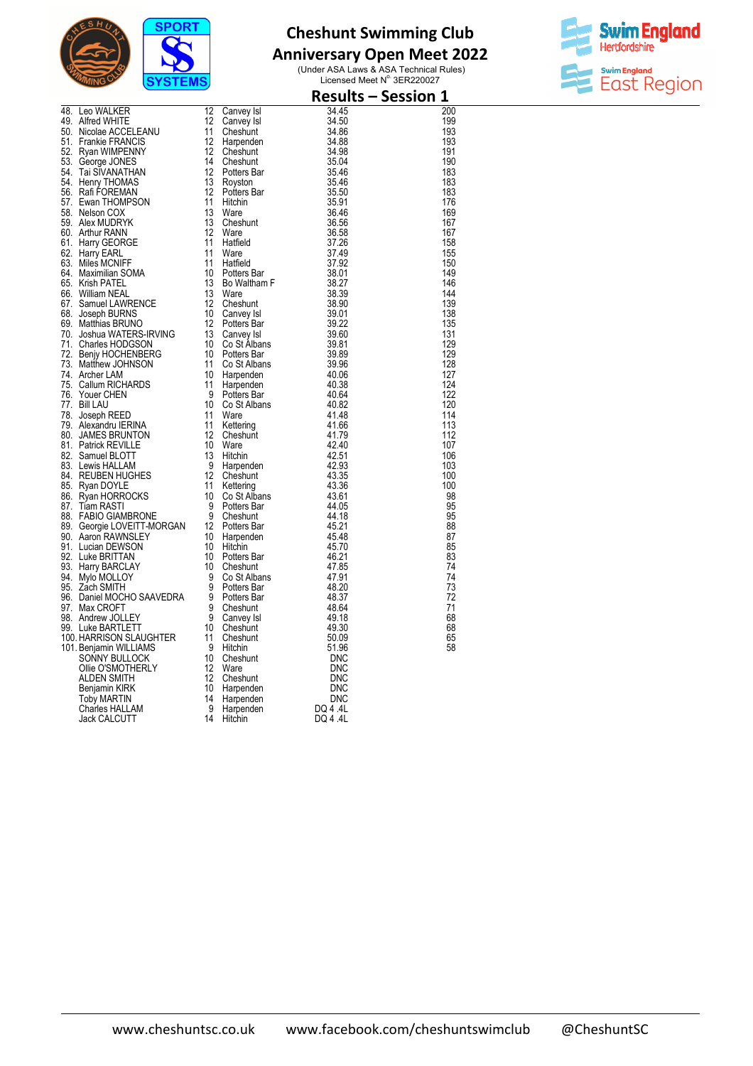# Cheshunt Swimming Club

## Anniversary Open Meet 2022

(Under ASA Laws & ASA Technical Rules)
Licensed Meet N° 3ER220027

## Results – Session 1

| Place | Name | Age | Club | Time | Points |
|---|---|---|---|---|---|
| 48. | Leo WALKER | 12 | Canvey Isl | 34.45 | 200 |
| 49. | Alfred WHITE | 12 | Canvey Isl | 34.50 | 199 |
| 50. | Nicolae ACCELEANU | 11 | Cheshunt | 34.86 | 193 |
| 51. | Frankie FRANCIS | 12 | Harpenden | 34.88 | 193 |
| 52. | Ryan WIMPENNY | 12 | Cheshunt | 34.98 | 191 |
| 53. | George JONES | 14 | Cheshunt | 35.04 | 190 |
| 54. | Tai SIVANATHAN | 12 | Potters Bar | 35.46 | 183 |
| 54. | Henry THOMAS | 13 | Royston | 35.46 | 183 |
| 56. | Rafi FOREMAN | 12 | Potters Bar | 35.50 | 183 |
| 57. | Ewan THOMPSON | 11 | Hitchin | 35.91 | 176 |
| 58. | Nelson COX | 13 | Ware | 36.46 | 169 |
| 59. | Alex MUDRYK | 13 | Cheshunt | 36.56 | 167 |
| 60. | Arthur RANN | 12 | Ware | 36.58 | 167 |
| 61. | Harry GEORGE | 11 | Hatfield | 37.26 | 158 |
| 62. | Harry EARL | 11 | Ware | 37.49 | 155 |
| 63. | Miles MCNIFF | 11 | Hatfield | 37.92 | 150 |
| 64. | Maximilian SOMA | 10 | Potters Bar | 38.01 | 149 |
| 65. | Krish PATEL | 13 | Bo Waltham F | 38.27 | 146 |
| 66. | William NEAL | 13 | Ware | 38.39 | 144 |
| 67. | Samuel LAWRENCE | 12 | Cheshunt | 38.90 | 139 |
| 68. | Joseph BURNS | 10 | Canvey Isl | 39.01 | 138 |
| 69. | Matthias BRUNO | 12 | Potters Bar | 39.22 | 135 |
| 70. | Joshua WATERS-IRVING | 13 | Canvey Isl | 39.60 | 131 |
| 71. | Charles HODGSON | 10 | Co St Albans | 39.81 | 129 |
| 72. | Benjy HOCHENBERG | 10 | Potters Bar | 39.89 | 129 |
| 73. | Matthew JOHNSON | 11 | Co St Albans | 39.96 | 128 |
| 74. | Archer LAM | 10 | Harpenden | 40.06 | 127 |
| 75. | Callum RICHARDS | 11 | Harpenden | 40.38 | 124 |
| 76. | Youer CHEN | 9 | Potters Bar | 40.64 | 122 |
| 77. | Bill LAU | 10 | Co St Albans | 40.82 | 120 |
| 78. | Joseph REED | 11 | Ware | 41.48 | 114 |
| 79. | Alexandru IERINA | 11 | Kettering | 41.66 | 113 |
| 80. | JAMES BRUNTON | 12 | Cheshunt | 41.79 | 112 |
| 81. | Patrick REVILLE | 10 | Ware | 42.40 | 107 |
| 82. | Samuel BLOTT | 13 | Hitchin | 42.51 | 106 |
| 83. | Lewis HALLAM | 9 | Harpenden | 42.93 | 103 |
| 84. | REUBEN HUGHES | 12 | Cheshunt | 43.35 | 100 |
| 85. | Ryan DOYLE | 11 | Kettering | 43.36 | 100 |
| 86. | Ryan HORROCKS | 10 | Co St Albans | 43.61 | 98 |
| 87. | Tiam RASTI | 9 | Potters Bar | 44.05 | 95 |
| 88. | FABIO GIAMBRONE | 9 | Cheshunt | 44.18 | 95 |
| 89. | Georgie LOVEITT-MORGAN | 12 | Potters Bar | 45.21 | 88 |
| 90. | Aaron RAWNSLEY | 10 | Harpenden | 45.48 | 87 |
| 91. | Lucian DEWSON | 10 | Hitchin | 45.70 | 85 |
| 92. | Luke BRITTAN | 10 | Potters Bar | 46.21 | 83 |
| 93. | Harry BARCLAY | 10 | Cheshunt | 47.85 | 74 |
| 94. | Mylo MOLLOY | 9 | Co St Albans | 47.91 | 74 |
| 95. | Zach SMITH | 9 | Potters Bar | 48.20 | 73 |
| 96. | Daniel MOCHO SAAVEDRA | 9 | Potters Bar | 48.37 | 72 |
| 97. | Max CROFT | 9 | Cheshunt | 48.64 | 71 |
| 98. | Andrew JOLLEY | 9 | Canvey Isl | 49.18 | 68 |
| 99. | Luke BARTLETT | 10 | Cheshunt | 49.30 | 68 |
| 100. | HARRISON SLAUGHTER | 11 | Cheshunt | 50.09 | 65 |
| 101. | Benjamin WILLIAMS | 9 | Hitchin | 51.96 | 58 |
| | SONNY BULLOCK | 10 | Cheshunt | DNC | |
| | Ollie O'SMOTHERLY | 12 | Ware | DNC | |
| | ALDEN SMITH | 12 | Cheshunt | DNC | |
| | Benjamin KIRK | 10 | Harpenden | DNC | |
| | Toby MARTIN | 14 | Harpenden | DNC | |
| | Charles HALLAM | 9 | Harpenden | DQ 4 .4L | |
| | Jack CALCUTT | 14 | Hitchin | DQ 4 .4L | |

www.cheshuntsc.co.uk www.facebook.com/cheshuntswimclub @CheshuntSC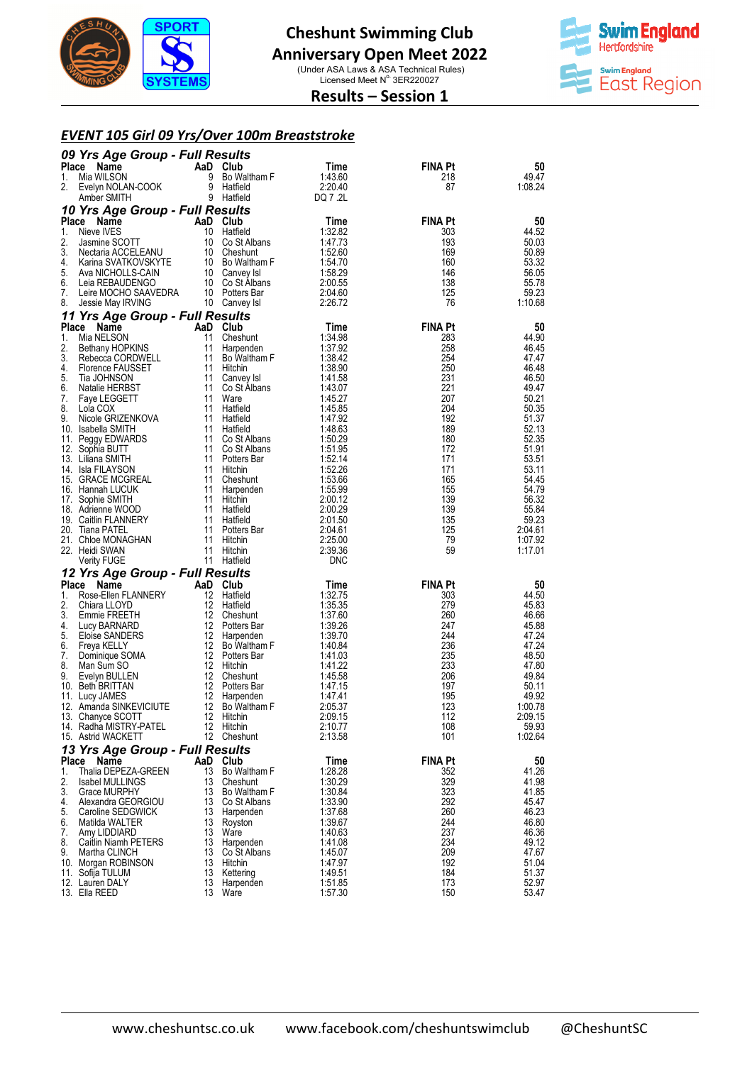# Cheshunt Swimming Club
## Anniversary Open Meet 2022
(Under ASA Laws & ASA Technical Rules)
Licensed Meet N° 3ER220027

## Results – Session 1

### *EVENT 105 Girl 09 Yrs/Over 100m Breaststroke*

#### *09 Yrs Age Group - Full Results*

| Place | Name | AaD | Club | Time | FINA Pt | 50 |
|---|---|---|---|---|---|---|
| 1. | Mia WILSON | 9 | Bo Waltham F | 1:43.60 | 218 | 49.47 |
| 2. | Evelyn NOLAN-COOK | 9 | Hatfield | 2:20.40 | 87 | 1:08.24 |
| | Amber SMITH | 9 | Hatfield | DQ 7 .2L | | |

#### *10 Yrs Age Group - Full Results*

| Place | Name | AaD | Club | Time | FINA Pt | 50 |
|---|---|---|---|---|---|---|
| 1. | Nieve IVES | 10 | Hatfield | 1:32.82 | 303 | 44.52 |
| 2. | Jasmine SCOTT | 10 | Co St Albans | 1:47.73 | 193 | 50.03 |
| 3. | Nectaria ACCELEANU | 10 | Cheshunt | 1:52.60 | 169 | 50.89 |
| 4. | Karina SVATKOVSKYTE | 10 | Bo Waltham F | 1:54.70 | 160 | 53.32 |
| 5. | Ava NICHOLLS-CAIN | 10 | Canvey Isl | 1:58.29 | 146 | 56.05 |
| 6. | Leia REBAUDENGO | 10 | Co St Albans | 2:00.55 | 138 | 55.78 |
| 7. | Leire MOCHO SAAVEDRA | 10 | Potters Bar | 2:04.60 | 125 | 59.23 |
| 8. | Jessie May IRVING | 10 | Canvey Isl | 2:26.72 | 76 | 1:10.68 |

#### *11 Yrs Age Group - Full Results*

| Place | Name | AaD | Club | Time | FINA Pt | 50 |
|---|---|---|---|---|---|---|
| 1. | Mia NELSON | 11 | Cheshunt | 1:34.98 | 283 | 44.90 |
| 2. | Bethany HOPKINS | 11 | Harpenden | 1:37.92 | 258 | 46.45 |
| 3. | Rebecca CORDWELL | 11 | Bo Waltham F | 1:38.42 | 254 | 47.47 |
| 4. | Florence FAUSSET | 11 | Hitchin | 1:38.90 | 250 | 46.48 |
| 5. | Tia JOHNSON | 11 | Canvey Isl | 1:41.58 | 231 | 46.50 |
| 6. | Natalie HERBST | 11 | Co St Albans | 1:43.07 | 221 | 49.47 |
| 7. | Faye LEGGETT | 11 | Ware | 1:45.27 | 207 | 50.21 |
| 8. | Lola COX | 11 | Hatfield | 1:45.85 | 204 | 50.35 |
| 9. | Nicole GRIZENKOVA | 11 | Hatfield | 1:47.92 | 192 | 51.37 |
| 10. | Isabella SMITH | 11 | Hatfield | 1:48.63 | 189 | 52.13 |
| 11. | Peggy EDWARDS | 11 | Co St Albans | 1:50.29 | 180 | 52.35 |
| 12. | Sophia BUTT | 11 | Co St Albans | 1:51.95 | 172 | 51.91 |
| 13. | Liliana SMITH | 11 | Potters Bar | 1:52.14 | 171 | 53.51 |
| 14. | Isla FILAYSON | 11 | Hitchin | 1:52.26 | 171 | 53.11 |
| 15. | GRACE MCGREAL | 11 | Cheshunt | 1:53.66 | 165 | 54.45 |
| 16. | Hannah LUCUK | 11 | Harpenden | 1:55.99 | 155 | 54.79 |
| 17. | Sophie SMITH | 11 | Hitchin | 2:00.12 | 139 | 56.32 |
| 18. | Adrienne WOOD | 11 | Hatfield | 2:00.29 | 139 | 55.84 |
| 19. | Caitlin FLANNERY | 11 | Hatfield | 2:01.50 | 135 | 59.23 |
| 20. | Tiana PATEL | 11 | Potters Bar | 2:04.61 | 125 | 2:04.61 |
| 21. | Chloe MONAGHAN | 11 | Hitchin | 2:25.00 | 79 | 1:07.92 |
| 22. | Heidi SWAN | 11 | Hitchin | 2:39.36 | 59 | 1:17.01 |
| | Verity FUGE | 11 | Hatfield | DNC | | |

#### *12 Yrs Age Group - Full Results*

| Place | Name | AaD | Club | Time | FINA Pt | 50 |
|---|---|---|---|---|---|---|
| 1. | Rose-Ellen FLANNERY | 12 | Hatfield | 1:32.75 | 303 | 44.50 |
| 2. | Chiara LLOYD | 12 | Hatfield | 1:35.35 | 279 | 45.83 |
| 3. | Emmie FREETH | 12 | Cheshunt | 1:37.60 | 260 | 46.66 |
| 4. | Lucy BARNARD | 12 | Potters Bar | 1:39.26 | 247 | 45.88 |
| 5. | Eloise SANDERS | 12 | Harpenden | 1:39.70 | 244 | 47.24 |
| 6. | Freya KELLY | 12 | Bo Waltham F | 1:40.84 | 236 | 47.24 |
| 7. | Dominique SOMA | 12 | Potters Bar | 1:41.03 | 235 | 48.50 |
| 8. | Man Sum SO | 12 | Hitchin | 1:41.22 | 233 | 47.80 |
| 9. | Evelyn BULLEN | 12 | Cheshunt | 1:45.58 | 206 | 49.84 |
| 10. | Beth BRITTAN | 12 | Potters Bar | 1:47.15 | 197 | 50.11 |
| 11. | Lucy JAMES | 12 | Harpenden | 1:47.41 | 195 | 49.92 |
| 12. | Amanda SINKEVICIUTE | 12 | Bo Waltham F | 2:05.37 | 123 | 1:00.78 |
| 13. | Chanyce SCOTT | 12 | Hitchin | 2:09.15 | 112 | 2:09.15 |
| 14. | Radha MISTRY-PATEL | 12 | Hitchin | 2:10.77 | 108 | 59.93 |
| 15. | Astrid WACKETT | 12 | Cheshunt | 2:13.58 | 101 | 1:02.64 |

#### *13 Yrs Age Group - Full Results*

| Place | Name | AaD | Club | Time | FINA Pt | 50 |
|---|---|---|---|---|---|---|
| 1. | Thalia DEPEZA-GREEN | 13 | Bo Waltham F | 1:28.28 | 352 | 41.26 |
| 2. | Isabel MULLINGS | 13 | Cheshunt | 1:30.29 | 329 | 41.98 |
| 3. | Grace MURPHY | 13 | Bo Waltham F | 1:30.84 | 323 | 41.85 |
| 4. | Alexandra GEORGIOU | 13 | Co St Albans | 1:33.90 | 292 | 45.47 |
| 5. | Caroline SEDGWICK | 13 | Harpenden | 1:37.68 | 260 | 46.23 |
| 6. | Matilda WALTER | 13 | Royston | 1:39.67 | 244 | 46.80 |
| 7. | Amy LIDDIARD | 13 | Ware | 1:40.63 | 237 | 46.36 |
| 8. | Caitlin Niamh PETERS | 13 | Harpenden | 1:41.08 | 234 | 49.12 |
| 9. | Martha CLINCH | 13 | Co St Albans | 1:45.07 | 209 | 47.67 |
| 10. | Morgan ROBINSON | 13 | Hitchin | 1:47.97 | 192 | 51.04 |
| 11. | Sofija TULUM | 13 | Kettering | 1:49.51 | 184 | 51.37 |
| 12. | Lauren DALY | 13 | Harpenden | 1:51.85 | 173 | 52.97 |
| 13. | Ella REED | 13 | Ware | 1:57.30 | 150 | 53.47 |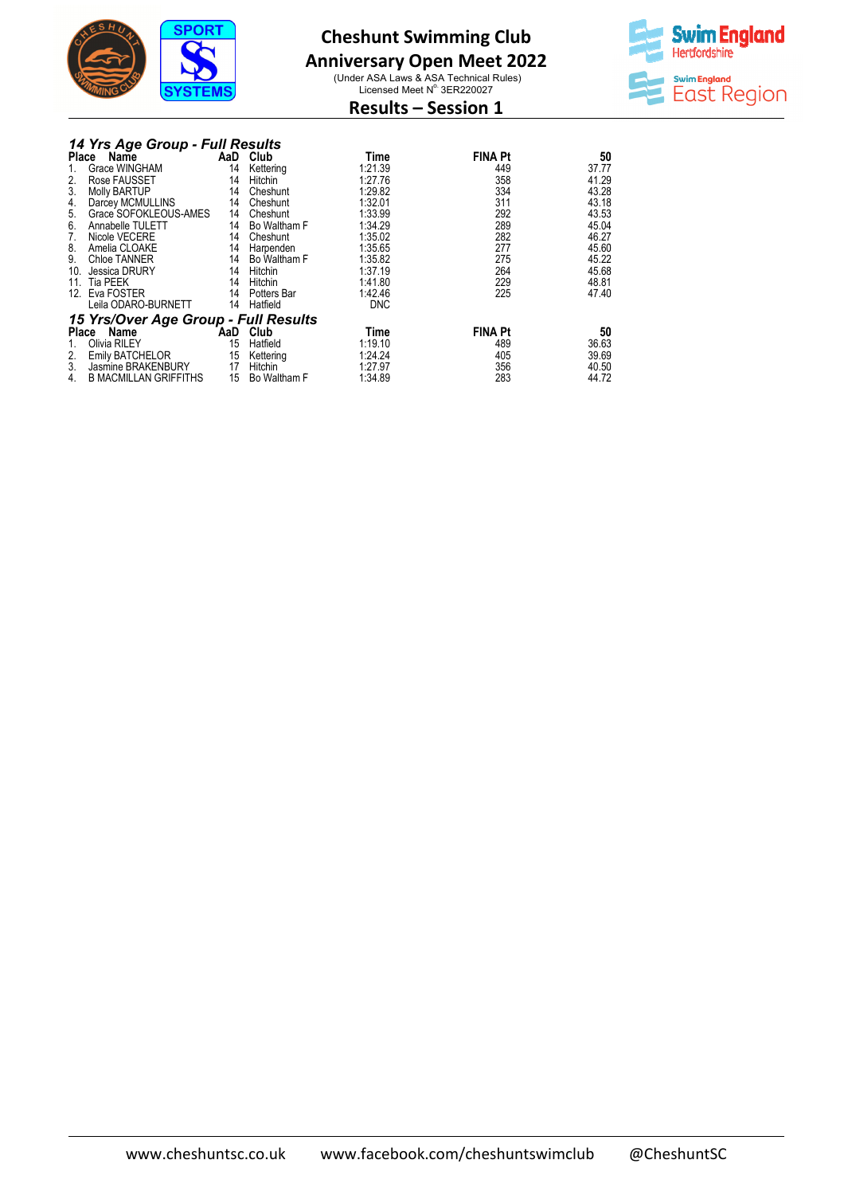# Cheshunt Swimming Club
## Anniversary Open Meet 2022

(Under ASA Laws & ASA Technical Rules)
Licensed Meet N° 3ER220027

## Results – Session 1

### *14 Yrs Age Group - Full Results*

| Place | Name | AaD | Club | Time | FINA Pt | 50 |
|---|---|---|---|---|---|---|
| 1. | Grace WINGHAM | 14 | Kettering | 1:21.39 | 449 | 37.77 |
| 2. | Rose FAUSSET | 14 | Hitchin | 1:27.76 | 358 | 41.29 |
| 3. | Molly BARTUP | 14 | Cheshunt | 1:29.82 | 334 | 43.28 |
| 4. | Darcey MCMULLINS | 14 | Cheshunt | 1:32.01 | 311 | 43.18 |
| 5. | Grace SOFOKLEOUS-AMES | 14 | Cheshunt | 1:33.99 | 292 | 43.53 |
| 6. | Annabelle TULETT | 14 | Bo Waltham F | 1:34.29 | 289 | 45.04 |
| 7. | Nicole VECERE | 14 | Cheshunt | 1:35.02 | 282 | 46.27 |
| 8. | Amelia CLOAKE | 14 | Harpenden | 1:35.65 | 277 | 45.60 |
| 9. | Chloe TANNER | 14 | Bo Waltham F | 1:35.82 | 275 | 45.22 |
| 10. | Jessica DRURY | 14 | Hitchin | 1:37.19 | 264 | 45.68 |
| 11. | Tia PEEK | 14 | Hitchin | 1:41.80 | 229 | 48.81 |
| 12. | Eva FOSTER | 14 | Potters Bar | 1:42.46 | 225 | 47.40 |
| | Leila ODARO-BURNETT | 14 | Hatfield | DNC | | |

### *15 Yrs/Over Age Group - Full Results*

| Place | Name | AaD | Club | Time | FINA Pt | 50 |
|---|---|---|---|---|---|---|
| 1. | Olivia RILEY | 15 | Hatfield | 1:19.10 | 489 | 36.63 |
| 2. | Emily BATCHELOR | 15 | Kettering | 1:24.24 | 405 | 39.69 |
| 3. | Jasmine BRAKENBURY | 17 | Hitchin | 1:27.97 | 356 | 40.50 |
| 4. | B MACMILLAN GRIFFITHS | 15 | Bo Waltham F | 1:34.89 | 283 | 44.72 |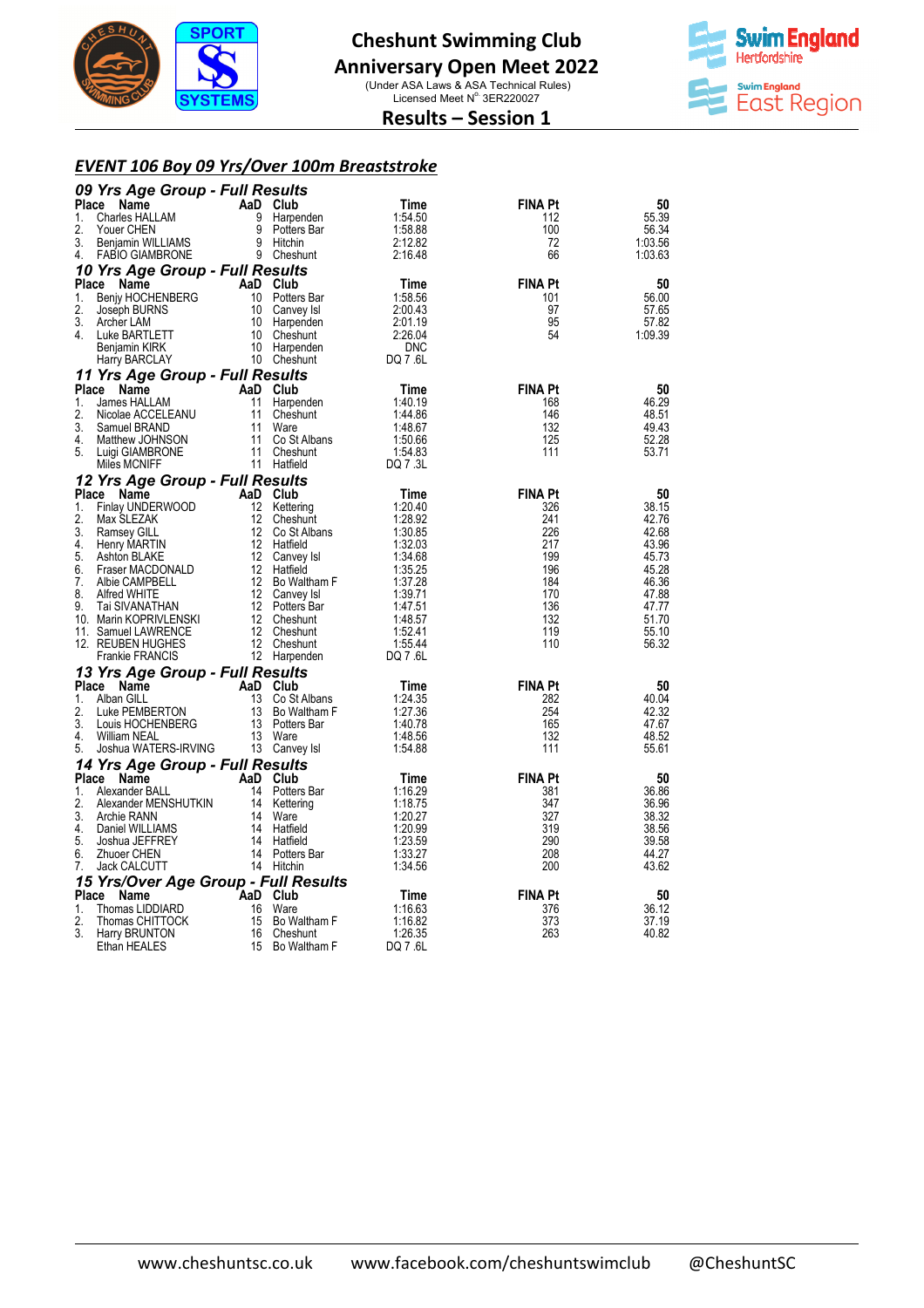# Cheshunt Swimming Club
## Anniversary Open Meet 2022
(Under ASA Laws & ASA Technical Rules)
Licensed Meet N° 3ER220027
## Results – Session 1

### EVENT 106 Boy 09 Yrs/Over 100m Breaststroke

#### 09 Yrs Age Group - Full Results

| Place | Name | AaD | Club | Time | FINA Pt | 50 |
|---|---|---|---|---|---|---|
| 1. | Charles HALLAM | 9 | Harpenden | 1:54.50 | 112 | 55.39 |
| 2. | Youer CHEN | 9 | Potters Bar | 1:58.88 | 100 | 56.34 |
| 3. | Benjamin WILLIAMS | 9 | Hitchin | 2:12.82 | 72 | 1:03.56 |
| 4. | FABIO GIAMBRONE | 9 | Cheshunt | 2:16.48 | 66 | 1:03.63 |

#### 10 Yrs Age Group - Full Results

| Place | Name | AaD | Club | Time | FINA Pt | 50 |
|---|---|---|---|---|---|---|
| 1. | Benjy HOCHENBERG | 10 | Potters Bar | 1:58.56 | 101 | 56.00 |
| 2. | Joseph BURNS | 10 | Canvey Isl | 2:00.43 | 97 | 57.65 |
| 3. | Archer LAM | 10 | Harpenden | 2:01.19 | 95 | 57.82 |
| 4. | Luke BARTLETT | 10 | Cheshunt | 2:26.04 | 54 | 1:09.39 |
| | Benjamin KIRK | 10 | Harpenden | DNC | | |
| | Harry BARCLAY | 10 | Cheshunt | DQ 7 .6L | | |

#### 11 Yrs Age Group - Full Results

| Place | Name | AaD | Club | Time | FINA Pt | 50 |
|---|---|---|---|---|---|---|
| 1. | James HALLAM | 11 | Harpenden | 1:40.19 | 168 | 46.29 |
| 2. | Nicolae ACCELEANU | 11 | Cheshunt | 1:44.86 | 146 | 48.51 |
| 3. | Samuel BRAND | 11 | Ware | 1:48.67 | 132 | 49.43 |
| 4. | Matthew JOHNSON | 11 | Co St Albans | 1:50.66 | 125 | 52.28 |
| 5. | Luigi GIAMBRONE | 11 | Cheshunt | 1:54.83 | 111 | 53.71 |
| | Miles MCNIFF | 11 | Hatfield | DQ 7 .3L | | |

#### 12 Yrs Age Group - Full Results

| Place | Name | AaD | Club | Time | FINA Pt | 50 |
|---|---|---|---|---|---|---|
| 1. | Finlay UNDERWOOD | 12 | Kettering | 1:20.40 | 326 | 38.15 |
| 2. | Max SLEZAK | 12 | Cheshunt | 1:28.92 | 241 | 42.76 |
| 3. | Ramsey GILL | 12 | Co St Albans | 1:30.85 | 226 | 42.68 |
| 4. | Henry MARTIN | 12 | Hatfield | 1:32.03 | 217 | 43.96 |
| 5. | Ashton BLAKE | 12 | Canvey Isl | 1:34.68 | 199 | 45.73 |
| 6. | Fraser MACDONALD | 12 | Hatfield | 1:35.25 | 196 | 45.28 |
| 7. | Albie CAMPBELL | 12 | Bo Waltham F | 1:37.28 | 184 | 46.36 |
| 8. | Alfred WHITE | 12 | Canvey Isl | 1:39.71 | 170 | 47.88 |
| 9. | Tai SIVANATHAN | 12 | Potters Bar | 1:47.51 | 136 | 47.77 |
| 10. | Marin KOPRIVLENSKI | 12 | Cheshunt | 1:48.57 | 132 | 51.70 |
| 11. | Samuel LAWRENCE | 12 | Cheshunt | 1:52.41 | 119 | 55.10 |
| 12. | REUBEN HUGHES | 12 | Cheshunt | 1:55.44 | 110 | 56.32 |
| | Frankie FRANCIS | 12 | Harpenden | DQ 7 .6L | | |

#### 13 Yrs Age Group - Full Results

| Place | Name | AaD | Club | Time | FINA Pt | 50 |
|---|---|---|---|---|---|---|
| 1. | Alban GILL | 13 | Co St Albans | 1:24.35 | 282 | 40.04 |
| 2. | Luke PEMBERTON | 13 | Bo Waltham F | 1:27.36 | 254 | 42.32 |
| 3. | Louis HOCHENBERG | 13 | Potters Bar | 1:40.78 | 165 | 47.67 |
| 4. | William NEAL | 13 | Ware | 1:48.56 | 132 | 48.52 |
| 5. | Joshua WATERS-IRVING | 13 | Canvey Isl | 1:54.88 | 111 | 55.61 |

#### 14 Yrs Age Group - Full Results

| Place | Name | AaD | Club | Time | FINA Pt | 50 |
|---|---|---|---|---|---|---|
| 1. | Alexander BALL | 14 | Potters Bar | 1:16.29 | 381 | 36.86 |
| 2. | Alexander MENSHUTKIN | 14 | Kettering | 1:18.75 | 347 | 36.96 |
| 3. | Archie RANN | 14 | Ware | 1:20.27 | 327 | 38.32 |
| 4. | Daniel WILLIAMS | 14 | Hatfield | 1:20.99 | 319 | 38.56 |
| 5. | Joshua JEFFREY | 14 | Hatfield | 1:23.59 | 290 | 39.58 |
| 6. | Zhuoer CHEN | 14 | Potters Bar | 1:33.27 | 208 | 44.27 |
| 7. | Jack CALCUTT | 14 | Hitchin | 1:34.56 | 200 | 43.62 |

#### 15 Yrs/Over Age Group - Full Results

| Place | Name | AaD | Club | Time | FINA Pt | 50 |
|---|---|---|---|---|---|---|
| 1. | Thomas LIDDIARD | 16 | Ware | 1:16.63 | 376 | 36.12 |
| 2. | Thomas CHITTOCK | 15 | Bo Waltham F | 1:16.82 | 373 | 37.19 |
| 3. | Harry BRUNTON | 16 | Cheshunt | 1:26.35 | 263 | 40.82 |
| | Ethan HEALES | 15 | Bo Waltham F | DQ 7 .6L | | |

www.cheshuntsc.co.uk www.facebook.com/cheshuntswimclub @CheshuntSC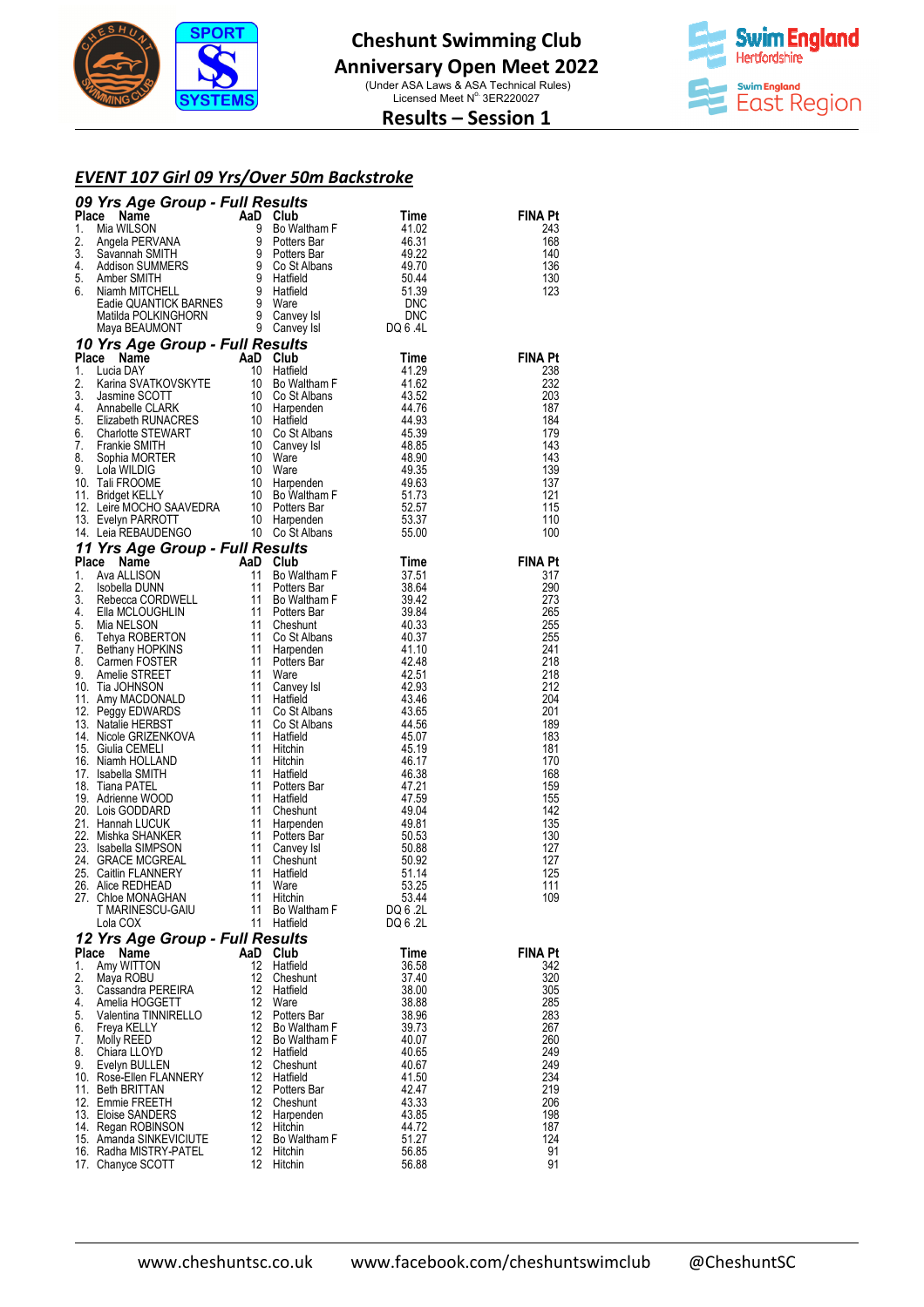# Cheshunt Swimming Club
## Anniversary Open Meet 2022

(Under ASA Laws & ASA Technical Rules)
Licensed Meet N° 3ER220027

## Results – Session 1

### *EVENT 107 Girl 09 Yrs/Over 50m Backstroke*

#### *09 Yrs Age Group - Full Results*

| Place | Name | AaD | Club | Time | FINA Pt |
|---|---|---|---|---|---|
| 1. | Mia WILSON | 9 | Bo Waltham F | 41.02 | 243 |
| 2. | Angela PERVANA | 9 | Potters Bar | 46.31 | 168 |
| 3. | Savannah SMITH | 9 | Potters Bar | 49.22 | 140 |
| 4. | Addison SUMMERS | 9 | Co St Albans | 49.70 | 136 |
| 5. | Amber SMITH | 9 | Hatfield | 50.44 | 130 |
| 6. | Niamh MITCHELL | 9 | Hatfield | 51.39 | 123 |
| | Eadie QUANTICK BARNES | 9 | Ware | DNC | |
| | Matilda POLKINGHORN | 9 | Canvey Isl | DNC | |
| | Maya BEAUMONT | 9 | Canvey Isl | DQ 6 .4L | |

#### *10 Yrs Age Group - Full Results*

| Place | Name | AaD | Club | Time | FINA Pt |
|---|---|---|---|---|---|
| 1. | Lucia DAY | 10 | Hatfield | 41.29 | 238 |
| 2. | Karina SVATKOVSKYTE | 10 | Bo Waltham F | 41.62 | 232 |
| 3. | Jasmine SCOTT | 10 | Co St Albans | 43.52 | 203 |
| 4. | Annabelle CLARK | 10 | Harpenden | 44.76 | 187 |
| 5. | Elizabeth RUNACRES | 10 | Hatfield | 44.93 | 184 |
| 6. | Charlotte STEWART | 10 | Co St Albans | 45.39 | 179 |
| 7. | Frankie SMITH | 10 | Canvey Isl | 48.85 | 143 |
| 8. | Sophia MORTER | 10 | Ware | 48.90 | 143 |
| 9. | Lola WILDIG | 10 | Ware | 49.35 | 139 |
| 10. | Tali FROOME | 10 | Harpenden | 49.63 | 137 |
| 11. | Bridget KELLY | 10 | Bo Waltham F | 51.73 | 121 |
| 12. | Leire MOCHO SAAVEDRA | 10 | Potters Bar | 52.57 | 115 |
| 13. | Evelyn PARROTT | 10 | Harpenden | 53.37 | 110 |
| 14. | Leia REBAUDENGO | 10 | Co St Albans | 55.00 | 100 |

#### *11 Yrs Age Group - Full Results*

| Place | Name | AaD | Club | Time | FINA Pt |
|---|---|---|---|---|---|
| 1. | Ava ALLISON | 11 | Bo Waltham F | 37.51 | 317 |
| 2. | Isobella DUNN | 11 | Potters Bar | 38.64 | 290 |
| 3. | Rebecca CORDWELL | 11 | Bo Waltham F | 39.42 | 273 |
| 4. | Ella MCLOUGHLIN | 11 | Potters Bar | 39.84 | 265 |
| 5. | Mia NELSON | 11 | Cheshunt | 40.33 | 255 |
| 6. | Tehya ROBERTON | 11 | Co St Albans | 40.37 | 255 |
| 7. | Bethany HOPKINS | 11 | Harpenden | 41.10 | 241 |
| 8. | Carmen FOSTER | 11 | Potters Bar | 42.48 | 218 |
| 9. | Amelie STREET | 11 | Ware | 42.51 | 218 |
| 10. | Tia JOHNSON | 11 | Canvey Isl | 42.93 | 212 |
| 11. | Amy MACDONALD | 11 | Hatfield | 43.46 | 204 |
| 12. | Peggy EDWARDS | 11 | Co St Albans | 43.65 | 201 |
| 13. | Natalie HERBST | 11 | Co St Albans | 44.56 | 189 |
| 14. | Nicole GRIZENKOVA | 11 | Hatfield | 45.07 | 183 |
| 15. | Giulia CEMELI | 11 | Hitchin | 45.19 | 181 |
| 16. | Niamh HOLLAND | 11 | Hitchin | 46.17 | 170 |
| 17. | Isabella SMITH | 11 | Hatfield | 46.38 | 168 |
| 18. | Tiana PATEL | 11 | Potters Bar | 47.21 | 159 |
| 19. | Adrienne WOOD | 11 | Hatfield | 47.59 | 155 |
| 20. | Lois GODDARD | 11 | Cheshunt | 49.04 | 142 |
| 21. | Hannah LUCUK | 11 | Harpenden | 49.81 | 135 |
| 22. | Mishka SHANKER | 11 | Potters Bar | 50.53 | 130 |
| 23. | Isabella SIMPSON | 11 | Canvey Isl | 50.88 | 127 |
| 24. | GRACE MCGREAL | 11 | Cheshunt | 50.92 | 127 |
| 25. | Caitlin FLANNERY | 11 | Hatfield | 51.14 | 125 |
| 26. | Alice REDHEAD | 11 | Ware | 53.25 | 111 |
| 27. | Chloe MONAGHAN | 11 | Hitchin | 53.44 | 109 |
| | T MARINESCU-GAIU | 11 | Bo Waltham F | DQ 6 .2L | |
| | Lola COX | 11 | Hatfield | DQ 6 .2L | |

#### *12 Yrs Age Group - Full Results*

| Place | Name | AaD | Club | Time | FINA Pt |
|---|---|---|---|---|---|
| 1. | Amy WITTON | 12 | Hatfield | 36.58 | 342 |
| 2. | Maya ROBU | 12 | Cheshunt | 37.40 | 320 |
| 3. | Cassandra PEREIRA | 12 | Hatfield | 38.00 | 305 |
| 4. | Amelia HOGGETT | 12 | Ware | 38.88 | 285 |
| 5. | Valentina TINNIRELLO | 12 | Potters Bar | 38.96 | 283 |
| 6. | Freya KELLY | 12 | Bo Waltham F | 39.73 | 267 |
| 7. | Molly REED | 12 | Bo Waltham F | 40.07 | 260 |
| 8. | Chiara LLOYD | 12 | Hatfield | 40.65 | 249 |
| 9. | Evelyn BULLEN | 12 | Cheshunt | 40.67 | 249 |
| 10. | Rose-Ellen FLANNERY | 12 | Hatfield | 41.50 | 234 |
| 11. | Beth BRITTAN | 12 | Potters Bar | 42.47 | 219 |
| 12. | Emmie FREETH | 12 | Cheshunt | 43.33 | 206 |
| 13. | Eloise SANDERS | 12 | Harpenden | 43.85 | 198 |
| 14. | Regan ROBINSON | 12 | Hitchin | 44.72 | 187 |
| 15. | Amanda SINKEVICIUTE | 12 | Bo Waltham F | 51.27 | 124 |
| 16. | Radha MISTRY-PATEL | 12 | Hitchin | 56.85 | 91 |
| 17. | Chanyce SCOTT | 12 | Hitchin | 56.88 | 91 |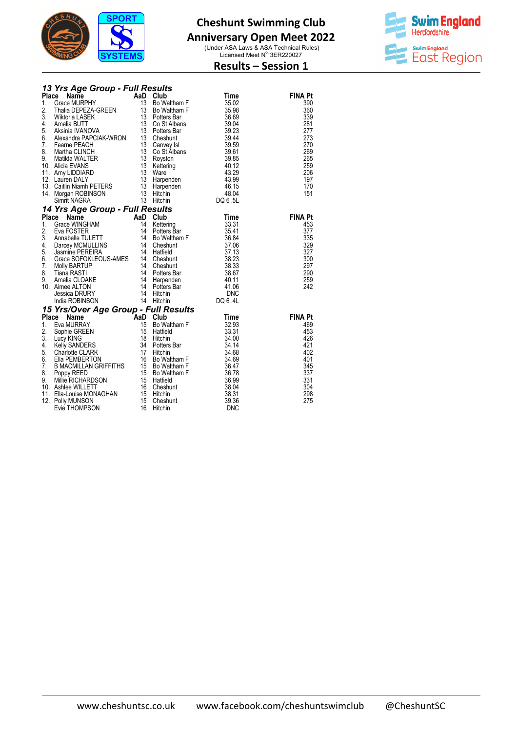# Cheshunt Swimming Club
## Anniversary Open Meet 2022

(Under ASA Laws & ASA Technical Rules)
Licensed Meet N° 3ER220027

## Results – Session 1

### 13 Yrs Age Group - Full Results

| Place | Name | AaD | Club | Time | FINA Pt |
|---|---|---|---|---|---|
| 1. | Grace MURPHY | 13 | Bo Waltham F | 35.02 | 390 |
| 2. | Thalia DEPEZA-GREEN | 13 | Bo Waltham F | 35.98 | 360 |
| 3. | Wiktoria LASEK | 13 | Potters Bar | 36.69 | 339 |
| 4. | Amelia BUTT | 13 | Co St Albans | 39.04 | 281 |
| 5. | Aksinia IVANOVA | 13 | Potters Bar | 39.23 | 277 |
| 6. | Alexandra PAPCIAK-WRON | 13 | Cheshunt | 39.44 | 273 |
| 7. | Fearne PEACH | 13 | Canvey Isl | 39.59 | 270 |
| 8. | Martha CLINCH | 13 | Co St Albans | 39.61 | 269 |
| 9. | Matilda WALTER | 13 | Royston | 39.85 | 265 |
| 10. | Alicia EVANS | 13 | Kettering | 40.12 | 259 |
| 11. | Amy LIDDIARD | 13 | Ware | 43.29 | 206 |
| 12. | Lauren DALY | 13 | Harpenden | 43.99 | 197 |
| 13. | Caitlin Niamh PETERS | 13 | Harpenden | 46.15 | 170 |
| 14. | Morgan ROBINSON | 13 | Hitchin | 48.04 | 151 |
| | Simrit NAGRA | 13 | Hitchin | DQ 6 .5L | |

### 14 Yrs Age Group - Full Results

| Place | Name | AaD | Club | Time | FINA Pt |
|---|---|---|---|---|---|
| 1. | Grace WINGHAM | 14 | Kettering | 33.31 | 453 |
| 2. | Eva FOSTER | 14 | Potters Bar | 35.41 | 377 |
| 3. | Annabelle TULETT | 14 | Bo Waltham F | 36.84 | 335 |
| 4. | Darcey MCMULLINS | 14 | Cheshunt | 37.06 | 329 |
| 5. | Jasmine PEREIRA | 14 | Hatfield | 37.13 | 327 |
| 6. | Grace SOFOKLEOUS-AMES | 14 | Cheshunt | 38.23 | 300 |
| 7. | Molly BARTUP | 14 | Cheshunt | 38.33 | 297 |
| 8. | Tiana RASTI | 14 | Potters Bar | 38.67 | 290 |
| 9. | Amelia CLOAKE | 14 | Harpenden | 40.11 | 259 |
| 10. | Aimee ALTON | 14 | Potters Bar | 41.06 | 242 |
| | Jessica DRURY | 14 | Hitchin | DNC | |
| | India ROBINSON | 14 | Hitchin | DQ 6 .4L | |

### 15 Yrs/Over Age Group - Full Results

| Place | Name | AaD | Club | Time | FINA Pt |
|---|---|---|---|---|---|
| 1. | Eva MURRAY | 15 | Bo Waltham F | 32.93 | 469 |
| 2. | Sophie GREEN | 15 | Hatfield | 33.31 | 453 |
| 3. | Lucy KING | 18 | Hitchin | 34.00 | 426 |
| 4. | Kelly SANDERS | 34 | Potters Bar | 34.14 | 421 |
| 5. | Charlotte CLARK | 17 | Hitchin | 34.68 | 402 |
| 6. | Ella PEMBERTON | 16 | Bo Waltham F | 34.69 | 401 |
| 7. | B MACMILLAN GRIFFITHS | 15 | Bo Waltham F | 36.47 | 345 |
| 8. | Poppy REED | 15 | Bo Waltham F | 36.78 | 337 |
| 9. | Millie RICHARDSON | 15 | Hatfield | 36.99 | 331 |
| 10. | Ashlee WILLETT | 16 | Cheshunt | 38.04 | 304 |
| 11. | Ella-Louise MONAGHAN | 15 | Hitchin | 38.31 | 298 |
| 12. | Polly MUNSON | 15 | Cheshunt | 39.36 | 275 |
| | Evie THOMPSON | 16 | Hitchin | DNC | |

www.cheshuntsc.co.uk www.facebook.com/cheshuntswimclub @CheshuntSC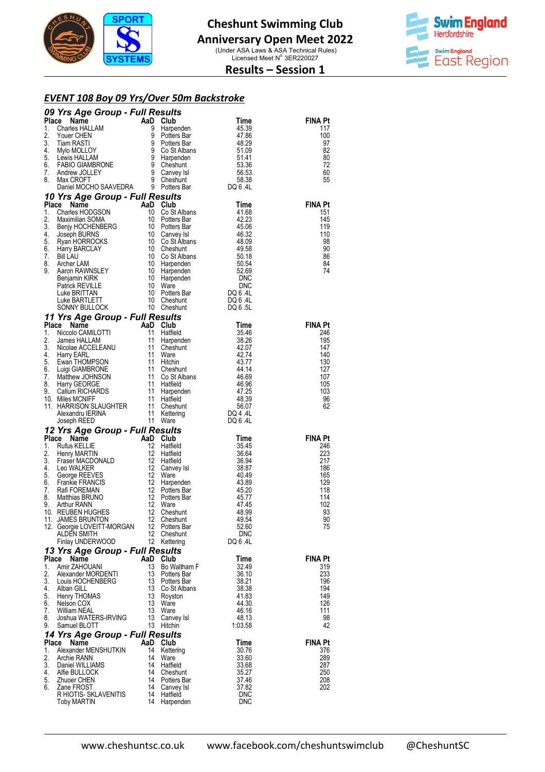# Cheshunt Swimming Club
## Anniversary Open Meet 2022

(Under ASA Laws & ASA Technical Rules)
Licensed Meet N° 3ER220027

## Results – Session 1

### *EVENT 108 Boy 09 Yrs/Over 50m Backstroke*

#### *09 Yrs Age Group - Full Results*

| Place | Name | AaD | Club | Time | FINA Pt |
|---|---|---|---|---|---|
| 1. | Charles HALLAM | 9 | Harpenden | 45.39 | 117 |
| 2. | Youer CHEN | 9 | Potters Bar | 47.86 | 100 |
| 3. | Tiam RASTI | 9 | Potters Bar | 48.29 | 97 |
| 4. | Mylo MOLLOY | 9 | Co St Albans | 51.09 | 82 |
| 5. | Lewis HALLAM | 9 | Harpenden | 51.41 | 80 |
| 6. | FABIO GIAMBRONE | 9 | Cheshunt | 53.36 | 72 |
| 7. | Andrew JOLLEY | 9 | Canvey Isl | 56.53 | 60 |
| 8. | Max CROFT | 9 | Cheshunt | 58.38 | 55 |
| | Daniel MOCHO SAAVEDRA | 9 | Potters Bar | DQ 6 .4L | |

#### *10 Yrs Age Group - Full Results*

| Place | Name | AaD | Club | Time | FINA Pt |
|---|---|---|---|---|---|
| 1. | Charles HODGSON | 10 | Co St Albans | 41.68 | 151 |
| 2. | Maximilian SOMA | 10 | Potters Bar | 42.23 | 145 |
| 3. | Benjy HOCHENBERG | 10 | Potters Bar | 45.06 | 119 |
| 4. | Joseph BURNS | 10 | Canvey Isl | 46.32 | 110 |
| 5. | Ryan HORROCKS | 10 | Co St Albans | 48.09 | 98 |
| 6. | Harry BARCLAY | 10 | Cheshunt | 49.58 | 90 |
| 7. | Bill LAU | 10 | Co St Albans | 50.18 | 86 |
| 8. | Archer LAM | 10 | Harpenden | 50.54 | 84 |
| 9. | Aaron RAWNSLEY | 10 | Harpenden | 52.69 | 74 |
| | Benjamin KIRK | 10 | Harpenden | DNC | |
| | Patrick REVILLE | 10 | Ware | DNC | |
| | Luke BRITTAN | 10 | Potters Bar | DQ 6 .4L | |
| | Luke BARTLETT | 10 | Cheshunt | DQ 6 .4L | |
| | SONNY BULLOCK | 10 | Cheshunt | DQ 6 .5L | |

#### *11 Yrs Age Group - Full Results*

| Place | Name | AaD | Club | Time | FINA Pt |
|---|---|---|---|---|---|
| 1. | Niccolo CAMILOTTI | 11 | Hatfield | 35.46 | 246 |
| 2. | James HALLAM | 11 | Harpenden | 38.26 | 195 |
| 3. | Nicolae ACCELEANU | 11 | Cheshunt | 42.07 | 147 |
| 4. | Harry EARL | 11 | Ware | 42.74 | 140 |
| 5. | Ewan THOMPSON | 11 | Hitchin | 43.77 | 130 |
| 6. | Luigi GIAMBRONE | 11 | Cheshunt | 44.14 | 127 |
| 7. | Matthew JOHNSON | 11 | Co St Albans | 46.69 | 107 |
| 8. | Harry GEORGE | 11 | Hatfield | 46.96 | 105 |
| 9. | Callum RICHARDS | 11 | Harpenden | 47.25 | 103 |
| 10. | Miles MCNIFF | 11 | Hatfield | 48.39 | 96 |
| 11. | HARRISON SLAUGHTER | 11 | Cheshunt | 56.07 | 62 |
| | Alexandru IERINA | 11 | Kettering | DQ 4 .4L | |
| | Joseph REED | 11 | Ware | DQ 6 .4L | |

#### *12 Yrs Age Group - Full Results*

| Place | Name | AaD | Club | Time | FINA Pt |
|---|---|---|---|---|---|
| 1. | Rufus KELLIE | 12 | Hatfield | 35.45 | 246 |
| 2. | Henry MARTIN | 12 | Hatfield | 36.64 | 223 |
| 3. | Fraser MACDONALD | 12 | Hatfield | 36.94 | 217 |
| 4. | Leo WALKER | 12 | Canvey Isl | 38.87 | 186 |
| 5. | George REEVES | 12 | Ware | 40.49 | 165 |
| 6. | Frankie FRANCIS | 12 | Harpenden | 43.89 | 129 |
| 7. | Rafi FOREMAN | 12 | Potters Bar | 45.20 | 118 |
| 8. | Matthias BRUNO | 12 | Potters Bar | 45.77 | 114 |
| 9. | Arthur RANN | 12 | Ware | 47.45 | 102 |
| 10. | REUBEN HUGHES | 12 | Cheshunt | 48.99 | 93 |
| 11. | JAMES BRUNTON | 12 | Cheshunt | 49.54 | 90 |
| 12. | Georgie LOVEITT-MORGAN | 12 | Potters Bar | 52.60 | 75 |
| | ALDEN SMITH | 12 | Cheshunt | DNC | |
| | Finlay UNDERWOOD | 12 | Kettering | DQ 6 .4L | |

#### *13 Yrs Age Group - Full Results*

| Place | Name | AaD | Club | Time | FINA Pt |
|---|---|---|---|---|---|
| 1. | Amir ZAHOUANI | 13 | Bo Waltham F | 32.49 | 319 |
| 2. | Alexander MORDENTI | 13 | Potters Bar | 36.10 | 233 |
| 3. | Louis HOCHENBERG | 13 | Potters Bar | 38.21 | 196 |
| 4. | Alban GILL | 13 | Co St Albans | 38.38 | 194 |
| 5. | Henry THOMAS | 13 | Royston | 41.83 | 149 |
| 6. | Nelson COX | 13 | Ware | 44.30 | 126 |
| 7. | William NEAL | 13 | Ware | 46.16 | 111 |
| 8. | Joshua WATERS-IRVING | 13 | Canvey Isl | 48.13 | 98 |
| 9. | Samuel BLOTT | 13 | Hitchin | 1:03.58 | 42 |

#### *14 Yrs Age Group - Full Results*

| Place | Name | AaD | Club | Time | FINA Pt |
|---|---|---|---|---|---|
| 1. | Alexander MENSHUTKIN | 14 | Kettering | 30.76 | 376 |
| 2. | Archie RANN | 14 | Ware | 33.60 | 289 |
| 3. | Daniel WILLIAMS | 14 | Hatfield | 33.68 | 287 |
| 4. | Alfie BULLOCK | 14 | Cheshunt | 35.27 | 250 |
| 5. | Zhuoer CHEN | 14 | Potters Bar | 37.46 | 208 |
| 6. | Zane FROST | 14 | Canvey Isl | 37.82 | 202 |
| | R HIOTIS- SKLAVENITIS | 14 | Hatfield | DNC | |
| | Toby MARTIN | 14 | Harpenden | DNC | |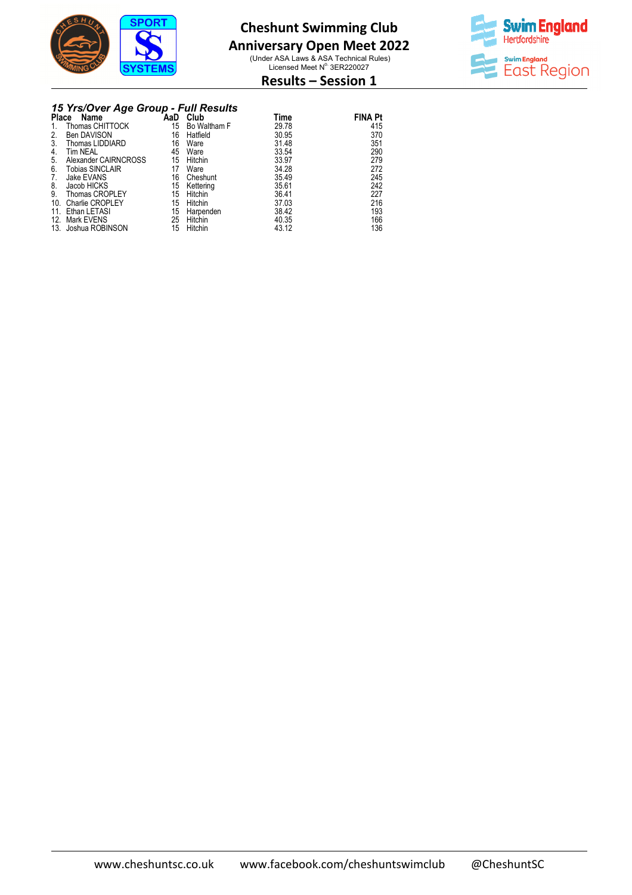# Cheshunt Swimming Club
## Anniversary Open Meet 2022

(Under ASA Laws & ASA Technical Rules)
Licensed Meet N° 3ER220027

## Results – Session 1

### *15 Yrs/Over Age Group - Full Results*

| Place | Name | AaD | Club | Time | FINA Pt |
|---|---|---|---|---|---|
| 1. | Thomas CHITTOCK | 15 | Bo Waltham F | 29.78 | 415 |
| 2. | Ben DAVISON | 16 | Hatfield | 30.95 | 370 |
| 3. | Thomas LIDDIARD | 16 | Ware | 31.48 | 351 |
| 4. | Tim NEAL | 45 | Ware | 33.54 | 290 |
| 5. | Alexander CAIRNCROSS | 15 | Hitchin | 33.97 | 279 |
| 6. | Tobias SINCLAIR | 17 | Ware | 34.28 | 272 |
| 7. | Jake EVANS | 16 | Cheshunt | 35.49 | 245 |
| 8. | Jacob HICKS | 15 | Kettering | 35.61 | 242 |
| 9. | Thomas CROPLEY | 15 | Hitchin | 36.41 | 227 |
| 10. | Charlie CROPLEY | 15 | Hitchin | 37.03 | 216 |
| 11. | Ethan LETASI | 15 | Harpenden | 38.42 | 193 |
| 12. | Mark EVENS | 25 | Hitchin | 40.35 | 166 |
| 13. | Joshua ROBINSON | 15 | Hitchin | 43.12 | 136 |

www.cheshuntsc.co.uk www.facebook.com/cheshuntswimclub @CheshuntSC